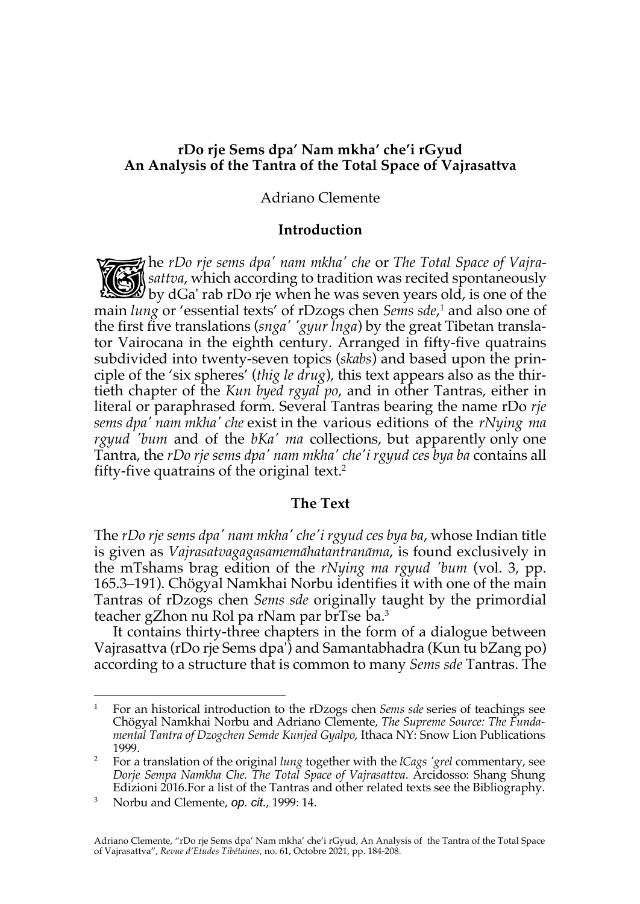# rDo rje Sems dpa' Nam mkha' che'i rGyud
## An Analysis of the Tantra of the Total Space of Vajrasattva

Adriano Clemente

### Introduction

The *rDo rje sems dpa' nam mkha' che* or *The Total Space of Vajrasattva*, which according to tradition was recited spontaneously by dGa' rab rDo rje when he was seven years old, is one of the main *lung* or 'essential texts' of rDzogs chen *Sems sde*,[1] and also one of the first five translations (*snga' 'gyur lnga*) by the great Tibetan translator Vairocana in the eighth century. Arranged in fifty-five quatrains subdivided into twenty-seven topics (*skabs*) and based upon the principle of the 'six spheres' (*thig le drug*), this text appears also as the thirtieth chapter of the *Kun byed rgyal po*, and in other Tantras, either in literal or paraphrased form. Several Tantras bearing the name rDo *rje sems dpa' nam mkha' che* exist in the various editions of the *rNying ma rgyud 'bum* and of the *bKa' ma* collections, but apparently only one Tantra, the *rDo rje sems dpa' nam mkha' che'i rgyud ces bya ba* contains all fifty-five quatrains of the original text.[2]

### The Text

The *rDo rje sems dpa' nam mkha' che'i rgyud ces bya ba*, whose Indian title is given as *Vajrasatvagagasamemāhatantranāma*, is found exclusively in the mTshams brag edition of the *rNying ma rgyud 'bum* (vol. 3, pp. 165.3–191). Chögyal Namkhai Norbu identifies it with one of the main Tantras of rDzogs chen *Sems sde* originally taught by the primordial teacher gZhon nu Rol pa rNam par brTse ba.[3]

It contains thirty-three chapters in the form of a dialogue between Vajrasattva (rDo rje Sems dpa') and Samantabhadra (Kun tu bZang po) according to a structure that is common to many *Sems sde* Tantras. The

---

1. For an historical introduction to the rDzogs chen *Sems sde* series of teachings see Chögyal Namkhai Norbu and Adriano Clemente, *The Supreme Source: The Fundamental Tantra of Dzogchen Semde Kunjed Gyalpo*, Ithaca NY: Snow Lion Publications 1999.
2. For a translation of the original *lung* together with the *lCags 'grel* commentary, see *Dorje Sempa Namkha Che. The Total Space of Vajrasattva*. Arcidosso: Shang Shung Edizioni 2016.For a list of the Tantras and other related texts see the Bibliography.
3. Norbu and Clemente, *op. cit.*, 1999: 14.

Adriano Clemente, "rDo rje Sems dpa' Nam mkha' che'i rGyud, An Analysis of the Tantra of the Total Space of Vajrasattva", *Revue d'Etudes Tibétaines*, no. 61, Octobre 2021, pp. 184-208.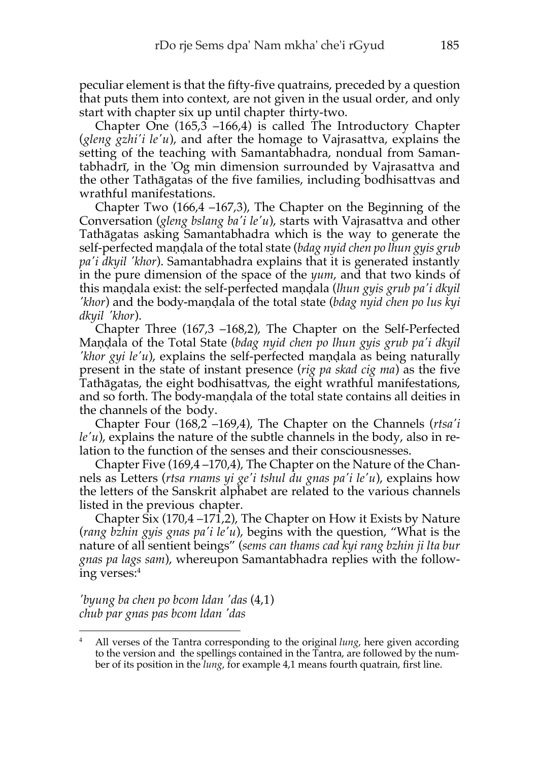peculiar element is that the fifty-five quatrains, preceded by a question that puts them into context, are not given in the usual order, and only start with chapter six up until chapter thirty-two.

Chapter One (165,3 –166,4) is called The Introductory Chapter (*gleng gzhi'i le'u*), and after the homage to Vajrasattva, explains the setting of the teaching with Samantabhadra, nondual from Samantabhadrī, in the 'Og min dimension surrounded by Vajrasattva and the other Tathāgatas of the five families, including bodhisattvas and wrathful manifestations.

Chapter Two (166,4 –167,3), The Chapter on the Beginning of the Conversation (*gleng bslang ba'i le'u*), starts with Vajrasattva and other Tathāgatas asking Samantabhadra which is the way to generate the self-perfected maṇḍala of the total state (*bdag nyid chen po lhun gyis grub pa'i dkyil 'khor*). Samantabhadra explains that it is generated instantly in the pure dimension of the space of the *yum*, and that two kinds of this maṇḍala exist: the self-perfected maṇḍala (*lhun gyis grub pa'i dkyil 'khor*) and the body-maṇḍala of the total state (*bdag nyid chen po lus kyi dkyil 'khor*).

Chapter Three (167,3 –168,2), The Chapter on the Self-Perfected Maṇḍala of the Total State (*bdag nyid chen po lhun gyis grub pa'i dkyil 'khor gyi le'u*), explains the self-perfected maṇḍala as being naturally present in the state of instant presence (*rig pa skad cig ma*) as the five Tathāgatas, the eight bodhisattvas, the eight wrathful manifestations, and so forth. The body-maṇḍala of the total state contains all deities in the channels of the body.

Chapter Four (168,2 –169,4), The Chapter on the Channels (*rtsa'i le'u*), explains the nature of the subtle channels in the body, also in relation to the function of the senses and their consciousnesses.

Chapter Five (169,4 –170,4), The Chapter on the Nature of the Channels as Letters (*rtsa rnams yi ge'i tshul du gnas pa'i le'u*), explains how the letters of the Sanskrit alphabet are related to the various channels listed in the previous chapter.

Chapter Six (170,4 –171,2), The Chapter on How it Exists by Nature (*rang bzhin gyis gnas pa'i le'u*), begins with the question, "What is the nature of all sentient beings" (*sems can thams cad kyi rang bzhin ji lta bur gnas pa lags sam*), whereupon Samantabhadra replies with the following verses:[4]

*'byung ba chen po bcom ldan 'das* (4,1)
*chub par gnas pas bcom ldan 'das*

[4] All verses of the Tantra corresponding to the original *lung*, here given according to the version and the spellings contained in the Tantra, are followed by the number of its position in the *lung*, for example 4,1 means fourth quatrain, first line.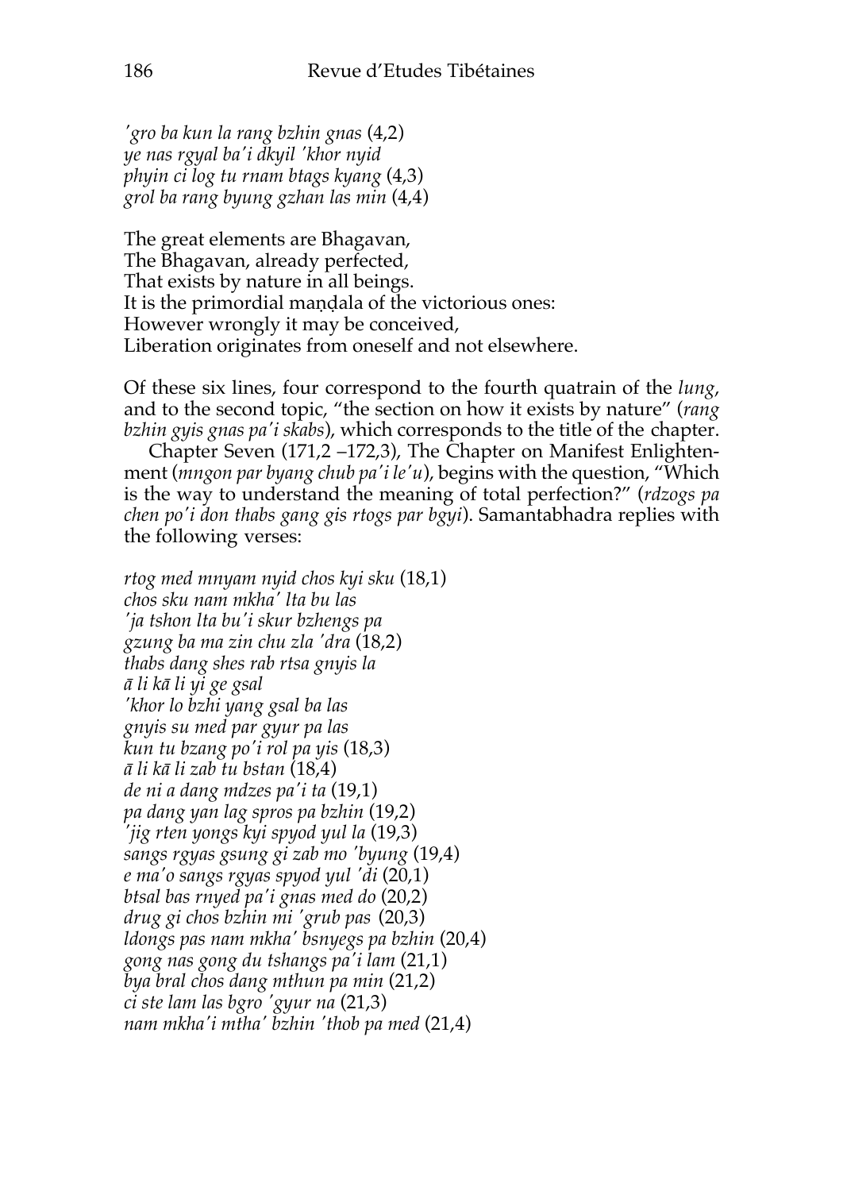*'gro ba kun la rang bzhin gnas* (4,2)
*ye nas rgyal ba'i dkyil 'khor nyid*
*phyin ci log tu rnam btags kyang* (4,3)
*grol ba rang byung gzhan las min* (4,4)

The great elements are Bhagavan,
The Bhagavan, already perfected,
That exists by nature in all beings.
It is the primordial maṇḍala of the victorious ones:
However wrongly it may be conceived,
Liberation originates from oneself and not elsewhere.

Of these six lines, four correspond to the fourth quatrain of the *lung*, and to the second topic, "the section on how it exists by nature" (*rang bzhin gyis gnas pa'i skabs*), which corresponds to the title of the chapter.

Chapter Seven (171,2 –172,3), The Chapter on Manifest Enlightenment (*mngon par byang chub pa'i le'u*), begins with the question, "Which is the way to understand the meaning of total perfection?" (*rdzogs pa chen po'i don thabs gang gis rtogs par bgyi*). Samantabhadra replies with the following verses:

*rtog med mnyam nyid chos kyi sku* (18,1)
*chos sku nam mkha' lta bu las*
*'ja tshon lta bu'i skur bzhengs pa*
*gzung ba ma zin chu zla 'dra* (18,2)
*thabs dang shes rab rtsa gnyis la*
*ā li kā li yi ge gsal*
*'khor lo bzhi yang gsal ba las*
*gnyis su med par gyur pa las*
*kun tu bzang po'i rol pa yis* (18,3)
*ā li kā li zab tu bstan* (18,4)
*de ni a dang mdzes pa'i ta* (19,1)
*pa dang yan lag spros pa bzhin* (19,2)
*'jig rten yongs kyi spyod yul la* (19,3)
*sangs rgyas gsung gi zab mo 'byung* (19,4)
*e ma'o sangs rgyas spyod yul 'di* (20,1)
*btsal bas rnyed pa'i gnas med do* (20,2)
*drug gi chos bzhin mi 'grub pas* (20,3)
*ldongs pas nam mkha' bsnyegs pa bzhin* (20,4)
*gong nas gong du tshangs pa'i lam* (21,1)
*bya bral chos dang mthun pa min* (21,2)
*ci ste lam las bgro 'gyur na* (21,3)
*nam mkha'i mtha' bzhin 'thob pa med* (21,4)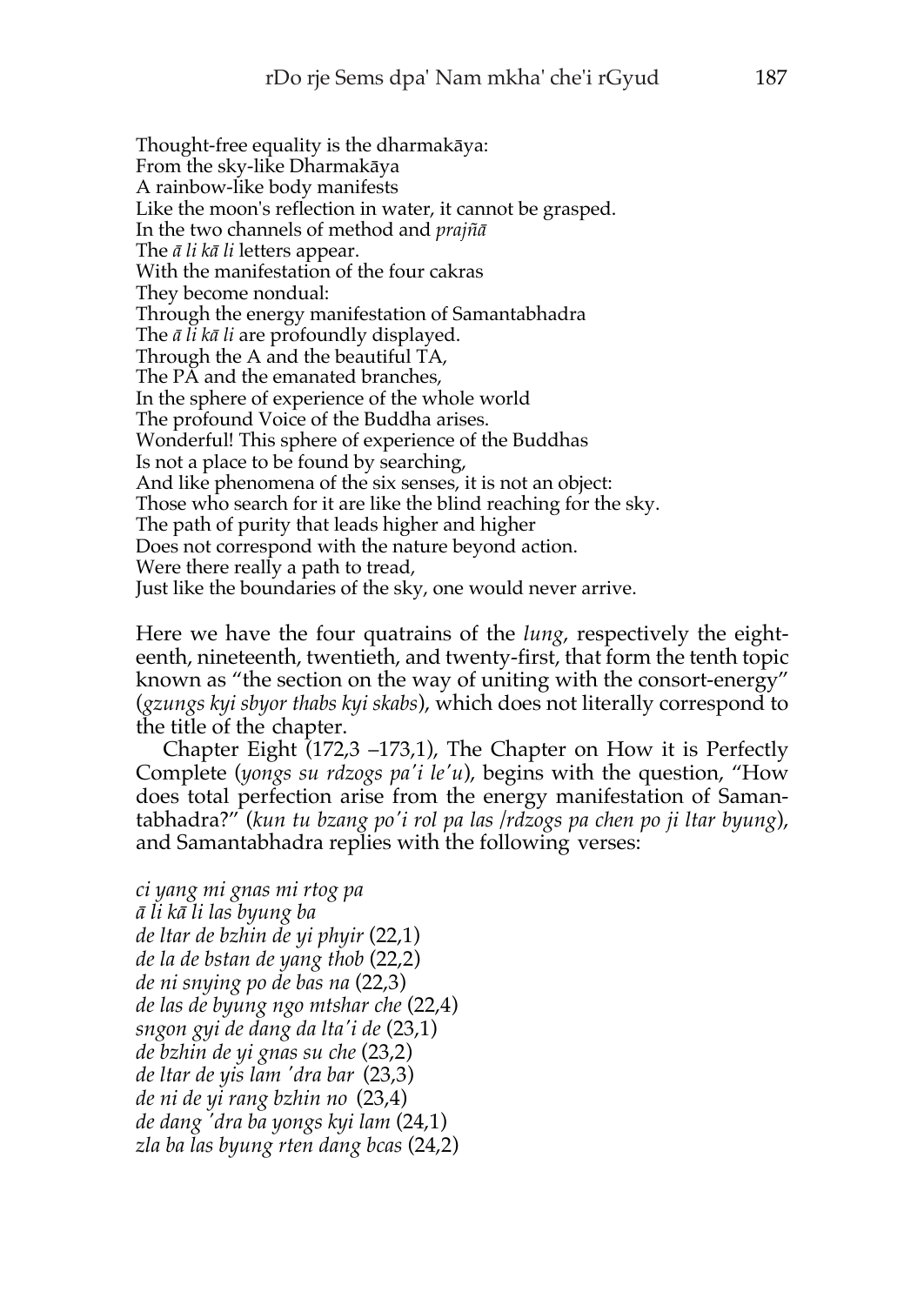Thought-free equality is the dharmakāya:
From the sky-like Dharmakāya
A rainbow-like body manifests
Like the moon's reflection in water, it cannot be grasped.
In the two channels of method and *prajñā*
The *ā li kā li* letters appear.
With the manifestation of the four cakras
They become nondual:
Through the energy manifestation of Samantabhadra
The *ā li kā li* are profoundly displayed.
Through the A and the beautiful TA,
The PĀ and the emanated branches,
In the sphere of experience of the whole world
The profound Voice of the Buddha arises.
Wonderful! This sphere of experience of the Buddhas
Is not a place to be found by searching,
And like phenomena of the six senses, it is not an object:
Those who search for it are like the blind reaching for the sky.
The path of purity that leads higher and higher
Does not correspond with the nature beyond action.
Were there really a path to tread,
Just like the boundaries of the sky, one would never arrive.

Here we have the four quatrains of the *lung*, respectively the eighteenth, nineteenth, twentieth, and twenty-first, that form the tenth topic known as "the section on the way of uniting with the consort-energy" (*gzungs kyi sbyor thabs kyi skabs*), which does not literally correspond to the title of the chapter.

Chapter Eight (172,3 –173,1), The Chapter on How it is Perfectly Complete (*yongs su rdzogs pa'i le'u*), begins with the question, "How does total perfection arise from the energy manifestation of Samantabhadra?" (*kun tu bzang po'i rol pa las /rdzogs pa chen po ji ltar byung*), and Samantabhadra replies with the following verses:

*ci yang mi gnas mi rtog pa*
*ā li kā li las byung ba*
*de ltar de bzhin de yi phyir* (22,1)
*de la de bstan de yang thob* (22,2)
*de ni snying po de bas na* (22,3)
*de las de byung ngo mtshar che* (22,4)
*sngon gyi de dang da lta'i de* (23,1)
*de bzhin de yi gnas su che* (23,2)
*de ltar de yis lam 'dra bar* (23,3)
*de ni de yi rang bzhin no* (23,4)
*de dang 'dra ba yongs kyi lam* (24,1)
*zla ba las byung rten dang bcas* (24,2)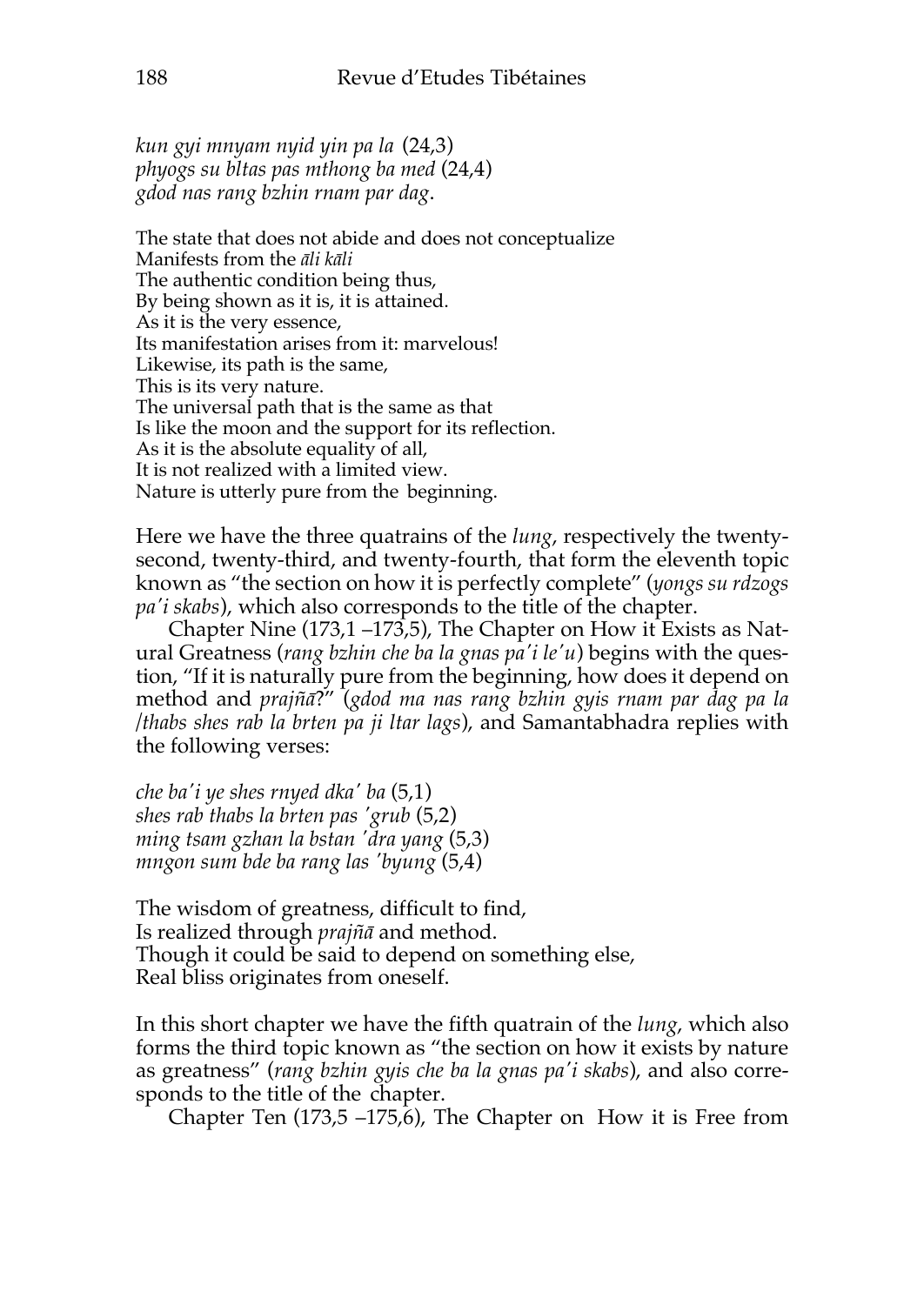*kun gyi mnyam nyid yin pa la* (24,3)
*phyogs su bltas pas mthong ba med* (24,4)
*gdod nas rang bzhin rnam par dag*.

The state that does not abide and does not conceptualize
Manifests from the *āli kāli*
The authentic condition being thus,
By being shown as it is, it is attained.
As it is the very essence,
Its manifestation arises from it: marvelous!
Likewise, its path is the same,
This is its very nature.
The universal path that is the same as that
Is like the moon and the support for its reflection.
As it is the absolute equality of all,
It is not realized with a limited view.
Nature is utterly pure from the beginning.

Here we have the three quatrains of the *lung*, respectively the twenty-second, twenty-third, and twenty-fourth, that form the eleventh topic known as "the section on how it is perfectly complete" (*yongs su rdzogs pa'i skabs*), which also corresponds to the title of the chapter.

Chapter Nine (173,1 –173,5), The Chapter on How it Exists as Natural Greatness (*rang bzhin che ba la gnas pa'i le'u*) begins with the question, "If it is naturally pure from the beginning, how does it depend on method and *prajñā*?" (*gdod ma nas rang bzhin gyis rnam par dag pa la /thabs shes rab la brten pa ji ltar lags*), and Samantabhadra replies with the following verses:

*che ba'i ye shes rnyed dka' ba* (5,1)
*shes rab thabs la brten pas 'grub* (5,2)
*ming tsam gzhan la bstan 'dra yang* (5,3)
*mngon sum bde ba rang las 'byung* (5,4)

The wisdom of greatness, difficult to find,
Is realized through *prajñā* and method.
Though it could be said to depend on something else,
Real bliss originates from oneself.

In this short chapter we have the fifth quatrain of the *lung*, which also forms the third topic known as "the section on how it exists by nature as greatness" (*rang bzhin gyis che ba la gnas pa'i skabs*), and also corresponds to the title of the chapter.

Chapter Ten (173,5 –175,6), The Chapter on How it is Free from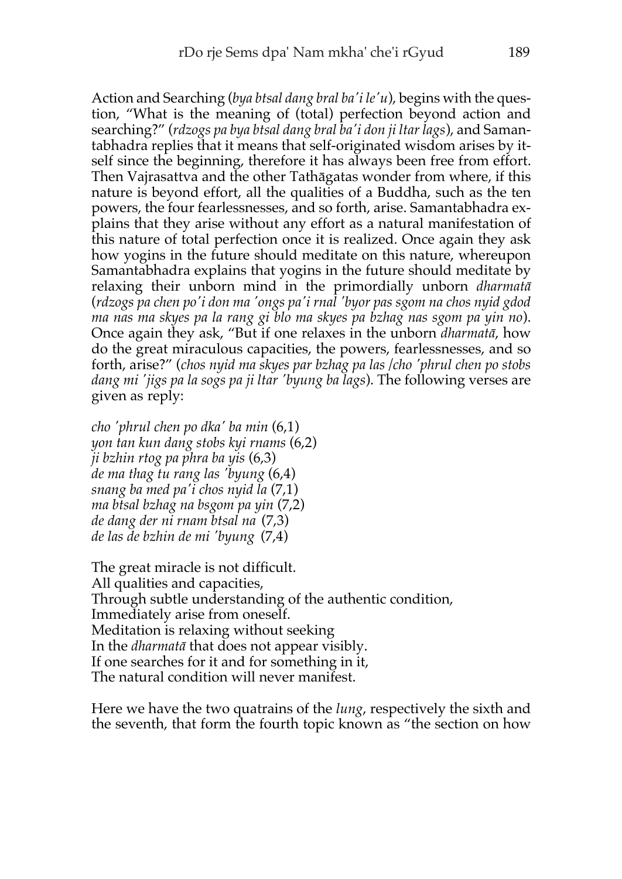Action and Searching (*bya btsal dang bral ba'i le'u*), begins with the question, "What is the meaning of (total) perfection beyond action and searching?" (*rdzogs pa bya btsal dang bral ba'i don ji ltar lags*), and Samantabhadra replies that it means that self-originated wisdom arises by itself since the beginning, therefore it has always been free from effort. Then Vajrasattva and the other Tathāgatas wonder from where, if this nature is beyond effort, all the qualities of a Buddha, such as the ten powers, the four fearlessnesses, and so forth, arise. Samantabhadra explains that they arise without any effort as a natural manifestation of this nature of total perfection once it is realized. Once again they ask how yogins in the future should meditate on this nature, whereupon Samantabhadra explains that yogins in the future should meditate by relaxing their unborn mind in the primordially unborn *dharmatā* (*rdzogs pa chen po'i don ma 'ongs pa'i rnal 'byor pas sgom na chos nyid gdod ma nas ma skyes pa la rang gi blo ma skyes pa bzhag nas sgom pa yin no*). Once again they ask, "But if one relaxes in the unborn *dharmatā*, how do the great miraculous capacities, the powers, fearlessnesses, and so forth, arise?" (*chos nyid ma skyes par bzhag pa las /cho 'phrul chen po stobs dang mi 'jigs pa la sogs pa ji ltar 'byung ba lags*). The following verses are given as reply:

*cho 'phrul chen po dka' ba min* (6,1)
*yon tan kun dang stobs kyi rnams* (6,2)
*ji bzhin rtog pa phra ba yis* (6,3)
*de ma thag tu rang las 'byung* (6,4)
*snang ba med pa'i chos nyid la* (7,1)
*ma btsal bzhag na bsgom pa yin* (7,2)
*de dang der ni rnam btsal na* (7,3)
*de las de bzhin de mi 'byung* (7,4)

The great miracle is not difficult.
All qualities and capacities,
Through subtle understanding of the authentic condition,
Immediately arise from oneself.
Meditation is relaxing without seeking
In the *dharmatā* that does not appear visibly.
If one searches for it and for something in it,
The natural condition will never manifest.

Here we have the two quatrains of the *lung*, respectively the sixth and the seventh, that form the fourth topic known as "the section on how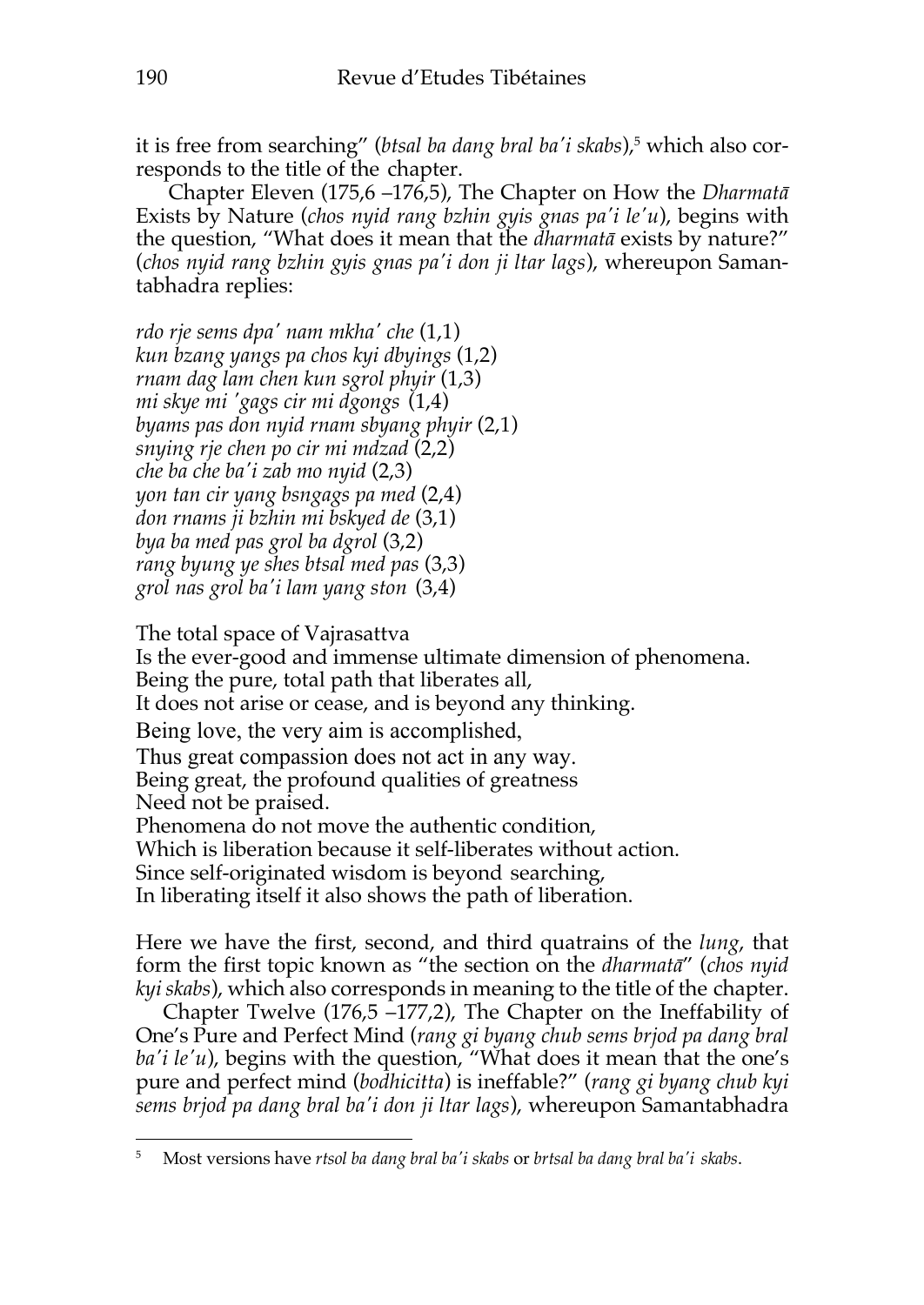it is free from searching" (*btsal ba dang bral ba'i skabs*),[5] which also corresponds to the title of the chapter.

Chapter Eleven (175,6 –176,5), The Chapter on How the *Dharmatā* Exists by Nature (*chos nyid rang bzhin gyis gnas pa'i le'u*), begins with the question, "What does it mean that the *dharmatā* exists by nature?" (*chos nyid rang bzhin gyis gnas pa'i don ji ltar lags*), whereupon Samantabhadra replies:

*rdo rje sems dpa' nam mkha' che* (1,1)
*kun bzang yangs pa chos kyi dbyings* (1,2)
*rnam dag lam chen kun sgrol phyir* (1,3)
*mi skye mi 'gags cir mi dgongs* (1,4)
*byams pas don nyid rnam sbyang phyir* (2,1)
*snying rje chen po cir mi mdzad* (2,2)
*che ba che ba'i zab mo nyid* (2,3)
*yon tan cir yang bsngags pa med* (2,4)
*don rnams ji bzhin mi bskyed de* (3,1)
*bya ba med pas grol ba dgrol* (3,2)
*rang byung ye shes btsal med pas* (3,3)
*grol nas grol ba'i lam yang ston* (3,4)

The total space of Vajrasattva
Is the ever-good and immense ultimate dimension of phenomena.
Being the pure, total path that liberates all,
It does not arise or cease, and is beyond any thinking.
Being love, the very aim is accomplished,
Thus great compassion does not act in any way.
Being great, the profound qualities of greatness
Need not be praised.
Phenomena do not move the authentic condition,
Which is liberation because it self-liberates without action.
Since self-originated wisdom is beyond searching,
In liberating itself it also shows the path of liberation.

Here we have the first, second, and third quatrains of the *lung*, that form the first topic known as "the section on the *dharmatā*" (*chos nyid kyi skabs*), which also corresponds in meaning to the title of the chapter.

Chapter Twelve (176,5 –177,2), The Chapter on the Ineffability of One's Pure and Perfect Mind (*rang gi byang chub sems brjod pa dang bral ba'i le'u*), begins with the question, "What does it mean that the one's pure and perfect mind (*bodhicitta*) is ineffable?" (*rang gi byang chub kyi sems brjod pa dang bral ba'i don ji ltar lags*), whereupon Samantabhadra

[5] Most versions have *rtsol ba dang bral ba'i skabs* or *brtsal ba dang bral ba'i skabs*.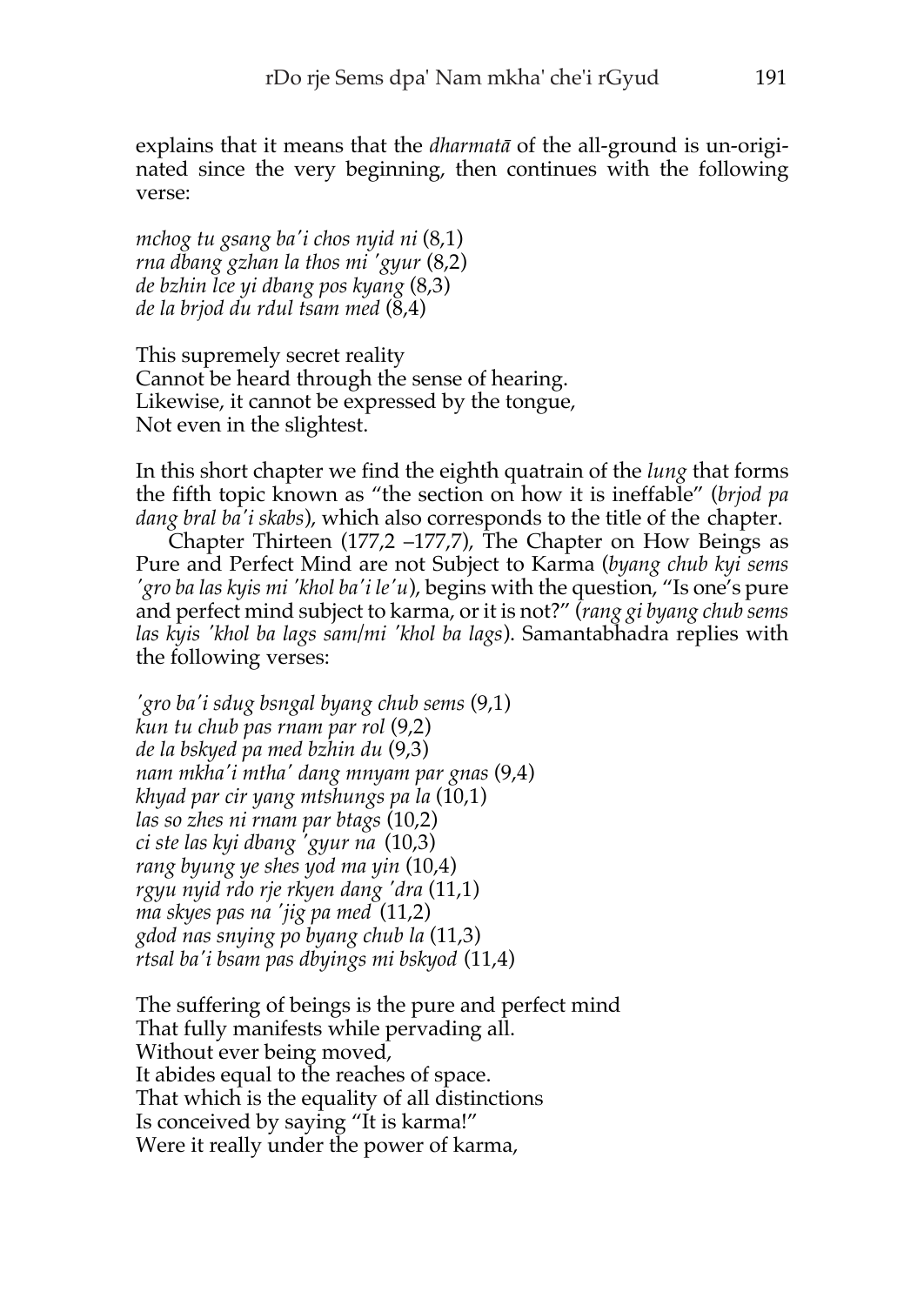explains that it means that the *dharmatā* of the all-ground is un-originated since the very beginning, then continues with the following verse:

*mchog tu gsang ba'i chos nyid ni* (8,1)  
*rna dbang gzhan la thos mi 'gyur* (8,2)  
*de bzhin lce yi dbang pos kyang* (8,3)  
*de la brjod du rdul tsam med* (8,4)

This supremely secret reality  
Cannot be heard through the sense of hearing.  
Likewise, it cannot be expressed by the tongue,  
Not even in the slightest.

In this short chapter we find the eighth quatrain of the *lung* that forms the fifth topic known as "the section on how it is ineffable" (*brjod pa dang bral ba'i skabs*), which also corresponds to the title of the chapter.

Chapter Thirteen (177,2 –177,7), The Chapter on How Beings as Pure and Perfect Mind are not Subject to Karma (*byang chub kyi sems 'gro ba las kyis mi 'khol ba'i le'u*), begins with the question, "Is one's pure and perfect mind subject to karma, or it is not?" (*rang gi byang chub sems las kyis 'khol ba lags sam/mi 'khol ba lags*). Samantabhadra replies with the following verses:

*'gro ba'i sdug bsngal byang chub sems* (9,1)  
*kun tu chub pas rnam par rol* (9,2)  
*de la bskyed pa med bzhin du* (9,3)  
*nam mkha'i mtha' dang mnyam par gnas* (9,4)  
*khyad par cir yang mtshungs pa la* (10,1)  
*las so zhes ni rnam par btags* (10,2)  
*ci ste las kyi dbang 'gyur na* (10,3)  
*rang byung ye shes yod ma yin* (10,4)  
*rgyu nyid rdo rje rkyen dang 'dra* (11,1)  
*ma skyes pas na 'jig pa med* (11,2)  
*gdod nas snying po byang chub la* (11,3)  
*rtsal ba'i bsam pas dbyings mi bskyod* (11,4)

The suffering of beings is the pure and perfect mind  
That fully manifests while pervading all.  
Without ever being moved,  
It abides equal to the reaches of space.  
That which is the equality of all distinctions  
Is conceived by saying "It is karma!"  
Were it really under the power of karma,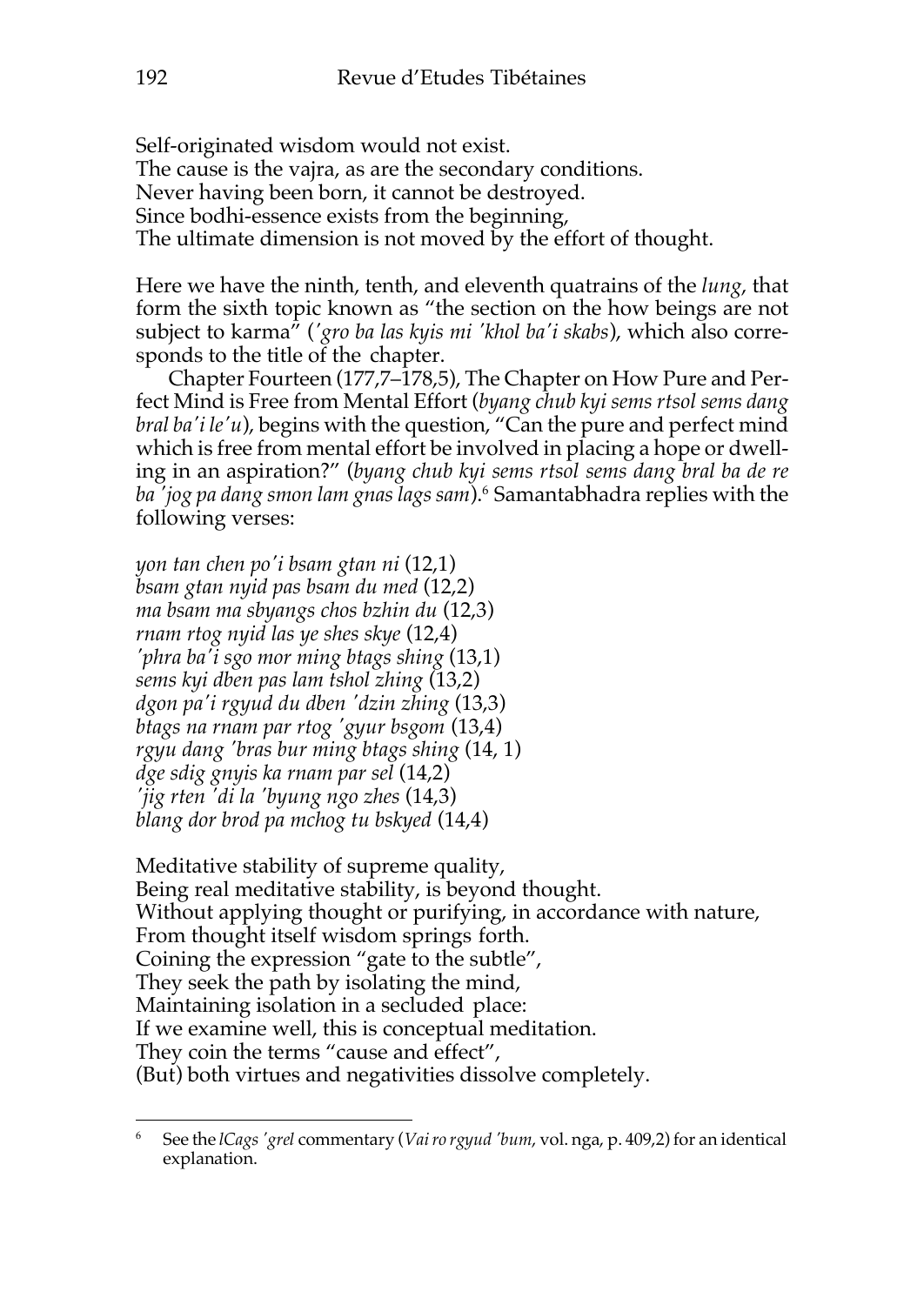Self-originated wisdom would not exist.  
The cause is the vajra, as are the secondary conditions.  
Never having been born, it cannot be destroyed.  
Since bodhi-essence exists from the beginning,  
The ultimate dimension is not moved by the effort of thought.

Here we have the ninth, tenth, and eleventh quatrains of the *lung*, that form the sixth topic known as "the section on the how beings are not subject to karma" (*'gro ba las kyis mi 'khol ba'i skabs*), which also corresponds to the title of the chapter.

Chapter Fourteen (177,7–178,5), The Chapter on How Pure and Perfect Mind is Free from Mental Effort (*byang chub kyi sems rtsol sems dang bral ba'i le'u*), begins with the question, "Can the pure and perfect mind which is free from mental effort be involved in placing a hope or dwelling in an aspiration?" (*byang chub kyi sems rtsol sems dang bral ba de re ba 'jog pa dang smon lam gnas lags sam*).[6] Samantabhadra replies with the following verses:

*yon tan chen po'i bsam gtan ni* (12,1)  
*bsam gtan nyid pas bsam du med* (12,2)  
*ma bsam ma sbyangs chos bzhin du* (12,3)  
*rnam rtog nyid las ye shes skye* (12,4)  
*'phra ba'i sgo mor ming btags shing* (13,1)  
*sems kyi dben pas lam tshol zhing* (13,2)  
*dgon pa'i rgyud du dben 'dzin zhing* (13,3)  
*btags na rnam par rtog 'gyur bsgom* (13,4)  
*rgyu dang 'bras bur ming btags shing* (14, 1)  
*dge sdig gnyis ka rnam par sel* (14,2)  
*'jig rten 'di la 'byung ngo zhes* (14,3)  
*blang dor brod pa mchog tu bskyed* (14,4)

Meditative stability of supreme quality,  
Being real meditative stability, is beyond thought.  
Without applying thought or purifying, in accordance with nature,  
From thought itself wisdom springs forth.  
Coining the expression "gate to the subtle",  
They seek the path by isolating the mind,  
Maintaining isolation in a secluded place:  
If we examine well, this is conceptual meditation.  
They coin the terms "cause and effect",  
(But) both virtues and negativities dissolve completely.

[6] See the *lCags 'grel* commentary (*Vai ro rgyud 'bum*, vol. nga, p. 409,2) for an identical explanation.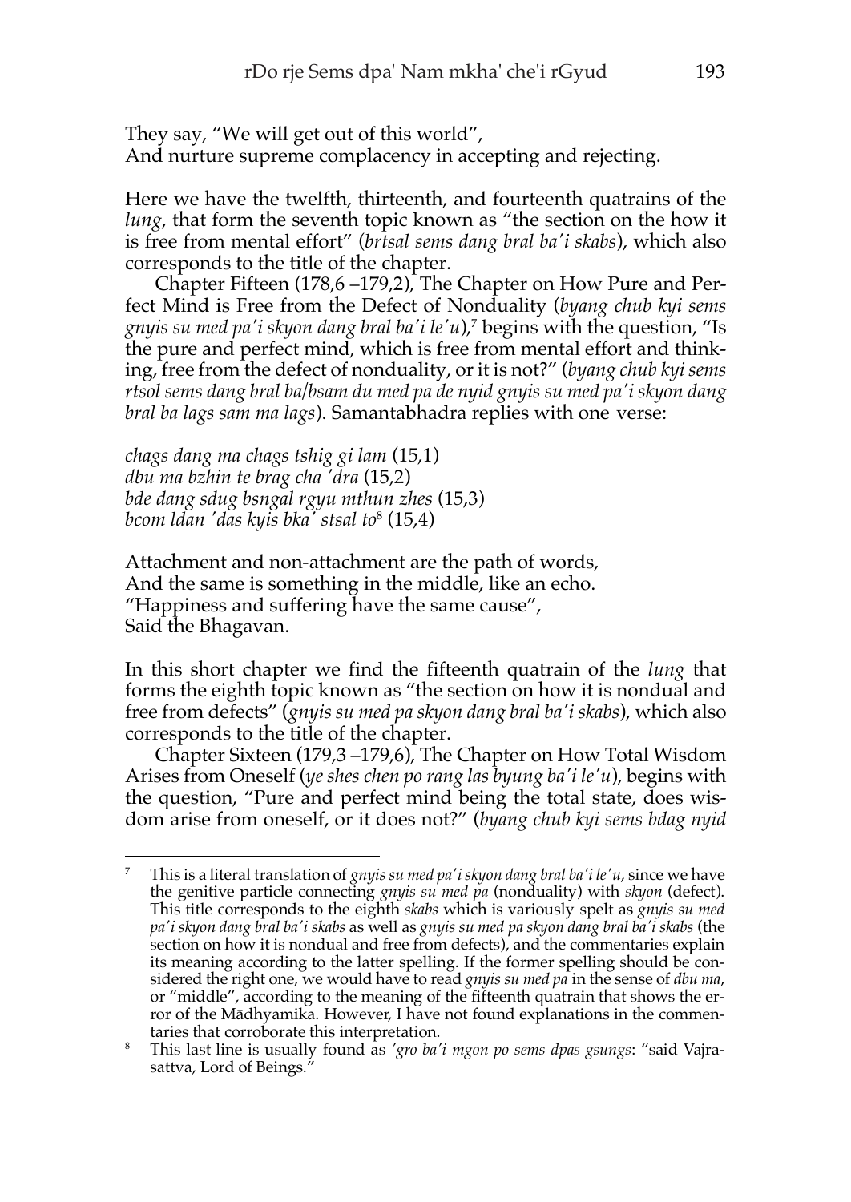They say, "We will get out of this world",
And nurture supreme complacency in accepting and rejecting.

Here we have the twelfth, thirteenth, and fourteenth quatrains of the *lung*, that form the seventh topic known as "the section on the how it is free from mental effort" (*brtsal sems dang bral ba'i skabs*), which also corresponds to the title of the chapter.

Chapter Fifteen (178,6 –179,2), The Chapter on How Pure and Perfect Mind is Free from the Defect of Nonduality (*byang chub kyi sems gnyis su med pa'i skyon dang bral ba'i le'u*),[7] begins with the question, "Is the pure and perfect mind, which is free from mental effort and thinking, free from the defect of nonduality, or it is not?" (*byang chub kyi sems rtsol sems dang bral ba/bsam du med pa de nyid gnyis su med pa'i skyon dang bral ba lags sam ma lags*). Samantabhadra replies with one verse:

*chags dang ma chags tshig gi lam* (15,1)
*dbu ma bzhin te brag cha 'dra* (15,2)
*bde dang sdug bsngal rgyu mthun zhes* (15,3)
*bcom ldan 'das kyis bka' stsal to*[8] (15,4)

Attachment and non-attachment are the path of words,
And the same is something in the middle, like an echo.
"Happiness and suffering have the same cause",
Said the Bhagavan.

In this short chapter we find the fifteenth quatrain of the *lung* that forms the eighth topic known as "the section on how it is nondual and free from defects" (*gnyis su med pa skyon dang bral ba'i skabs*), which also corresponds to the title of the chapter.

Chapter Sixteen (179,3 –179,6), The Chapter on How Total Wisdom Arises from Oneself (*ye shes chen po rang las byung ba'i le'u*), begins with the question, "Pure and perfect mind being the total state, does wisdom arise from oneself, or it does not?" (*byang chub kyi sems bdag nyid*

---

[7] This is a literal translation of *gnyis su med pa'i skyon dang bral ba'i le'u*, since we have the genitive particle connecting *gnyis su med pa* (nonduality) with *skyon* (defect). This title corresponds to the eighth *skabs* which is variously spelt as *gnyis su med pa'i skyon dang bral ba'i skabs* as well as *gnyis su med pa skyon dang bral ba'i skabs* (the section on how it is nondual and free from defects), and the commentaries explain its meaning according to the latter spelling. If the former spelling should be considered the right one, we would have to read *gnyis su med pa* in the sense of *dbu ma*, or "middle", according to the meaning of the fifteenth quatrain that shows the error of the Mādhyamika. However, I have not found explanations in the commentaries that corroborate this interpretation.

[8] This last line is usually found as *'gro ba'i mgon po sems dpas gsungs*: "said Vajrasattva, Lord of Beings."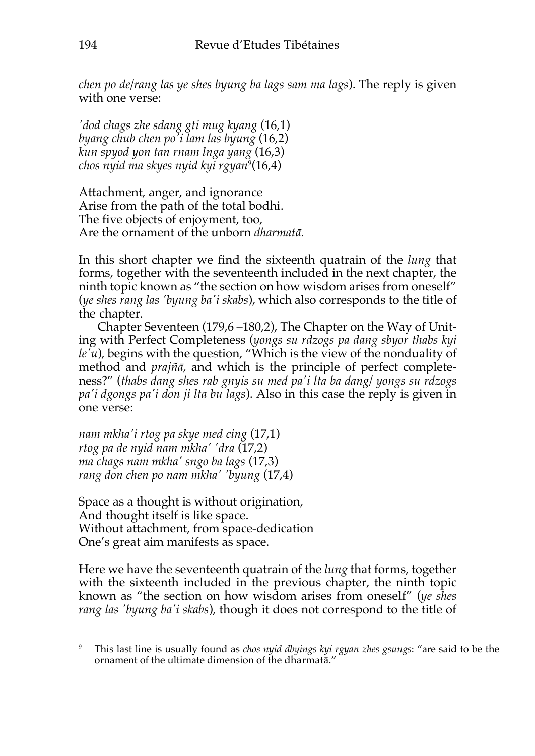*chen po de/rang las ye shes byung ba lags sam ma lags*). The reply is given with one verse:

*'dod chags zhe sdang gti mug kyang* (16,1)
*byang chub chen po'i lam las byung* (16,2)
*kun spyod yon tan rnam lnga yang* (16,3)
*chos nyid ma skyes nyid kyi rgyan*[9](16,4)

Attachment, anger, and ignorance
Arise from the path of the total bodhi.
The five objects of enjoyment, too,
Are the ornament of the unborn *dharmatā*.

In this short chapter we find the sixteenth quatrain of the *lung* that forms, together with the seventeenth included in the next chapter, the ninth topic known as "the section on how wisdom arises from oneself" (*ye shes rang las 'byung ba'i skabs*), which also corresponds to the title of the chapter.

Chapter Seventeen (179,6 –180,2), The Chapter on the Way of Uniting with Perfect Completeness (*yongs su rdzogs pa dang sbyor thabs kyi le'u*), begins with the question, "Which is the view of the nonduality of method and *prajñā*, and which is the principle of perfect completeness?" (*thabs dang shes rab gnyis su med pa'i lta ba dang/ yongs su rdzogs pa'i dgongs pa'i don ji lta bu lags*). Also in this case the reply is given in one verse:

*nam mkha'i rtog pa skye med cing* (17,1)
*rtog pa de nyid nam mkha' 'dra* (17,2)
*ma chags nam mkha' sngo ba lags* (17,3)
*rang don chen po nam mkha' 'byung* (17,4)

Space as a thought is without origination,
And thought itself is like space.
Without attachment, from space-dedication
One's great aim manifests as space.

Here we have the seventeenth quatrain of the *lung* that forms, together with the sixteenth included in the previous chapter, the ninth topic known as "the section on how wisdom arises from oneself" (*ye shes rang las 'byung ba'i skabs*), though it does not correspond to the title of

---

[9] This last line is usually found as *chos nyid dbyings kyi rgyan zhes gsungs*: "are said to be the ornament of the ultimate dimension of the dharmatā."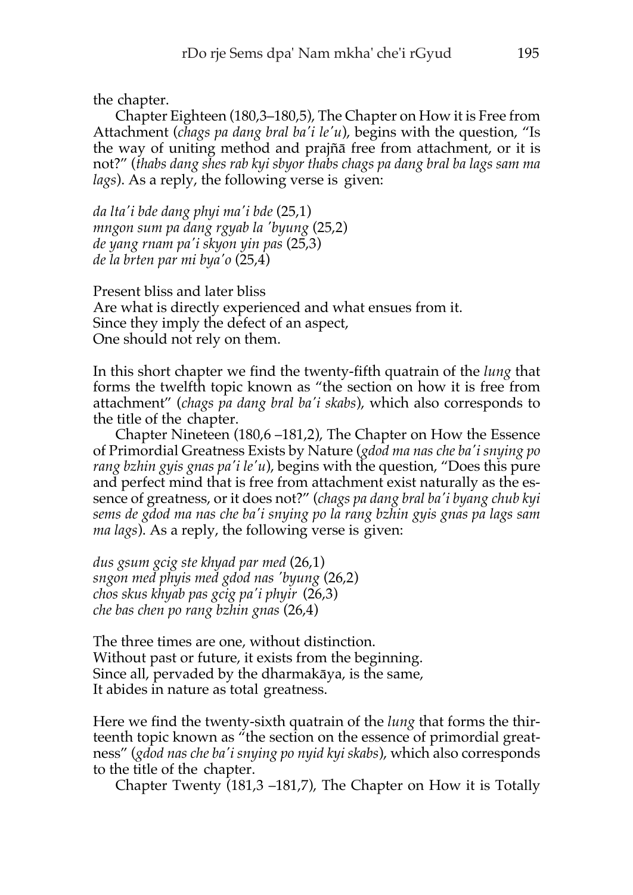the chapter.

Chapter Eighteen (180,3–180,5), The Chapter on How it is Free from Attachment (*chags pa dang bral ba'i le'u*), begins with the question, "Is the way of uniting method and prajñā free from attachment, or it is not?" (*thabs dang shes rab kyi sbyor thabs chags pa dang bral ba lags sam ma lags*). As a reply, the following verse is given:

*da lta'i bde dang phyi ma'i bde* (25,1)
*mngon sum pa dang rgyab la 'byung* (25,2)
*de yang rnam pa'i skyon yin pas* (25,3)
*de la brten par mi bya'o* (25,4)

Present bliss and later bliss
Are what is directly experienced and what ensues from it.
Since they imply the defect of an aspect,
One should not rely on them.

In this short chapter we find the twenty-fifth quatrain of the *lung* that forms the twelfth topic known as "the section on how it is free from attachment" (*chags pa dang bral ba'i skabs*), which also corresponds to the title of the chapter.

Chapter Nineteen (180,6 –181,2), The Chapter on How the Essence of Primordial Greatness Exists by Nature (*gdod ma nas che ba'i snying po rang bzhin gyis gnas pa'i le'u*), begins with the question, "Does this pure and perfect mind that is free from attachment exist naturally as the essence of greatness, or it does not?" (*chags pa dang bral ba'i byang chub kyi sems de gdod ma nas che ba'i snying po la rang bzhin gyis gnas pa lags sam ma lags*). As a reply, the following verse is given:

*dus gsum gcig ste khyad par med* (26,1)
*sngon med phyis med gdod nas 'byung* (26,2)
*chos skus khyab pas gcig pa'i phyir* (26,3)
*che bas chen po rang bzhin gnas* (26,4)

The three times are one, without distinction.
Without past or future, it exists from the beginning.
Since all, pervaded by the dharmakāya, is the same,
It abides in nature as total greatness.

Here we find the twenty-sixth quatrain of the *lung* that forms the thirteenth topic known as "the section on the essence of primordial greatness" (*gdod nas che ba'i snying po nyid kyi skabs*), which also corresponds to the title of the chapter.

Chapter Twenty (181,3 –181,7), The Chapter on How it is Totally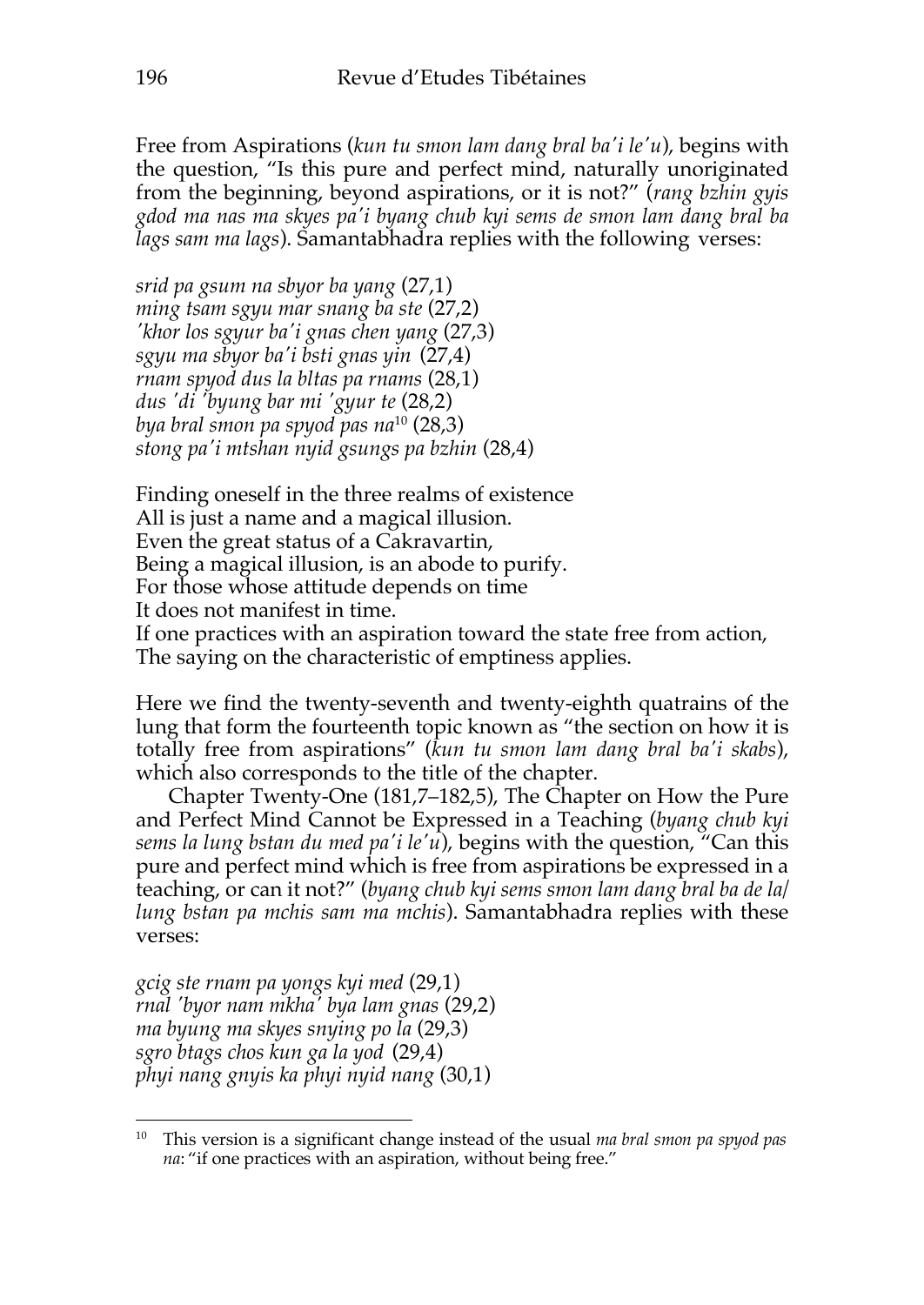Free from Aspirations (*kun tu smon lam dang bral ba'i le'u*), begins with the question, "Is this pure and perfect mind, naturally unoriginated from the beginning, beyond aspirations, or it is not?" (*rang bzhin gyis gdod ma nas ma skyes pa'i byang chub kyi sems de smon lam dang bral ba lags sam ma lags*). Samantabhadra replies with the following verses:

*srid pa gsum na sbyor ba yang* (27,1)
*ming tsam sgyu mar snang ba ste* (27,2)
*'khor los sgyur ba'i gnas chen yang* (27,3)
*sgyu ma sbyor ba'i bsti gnas yin* (27,4)
*rnam spyod dus la bltas pa rnams* (28,1)
*dus 'di 'byung bar mi 'gyur te* (28,2)
*bya bral smon pa spyod pas na*[10] (28,3)
*stong pa'i mtshan nyid gsungs pa bzhin* (28,4)

Finding oneself in the three realms of existence
All is just a name and a magical illusion.
Even the great status of a Cakravartin,
Being a magical illusion, is an abode to purify.
For those whose attitude depends on time
It does not manifest in time.
If one practices with an aspiration toward the state free from action,
The saying on the characteristic of emptiness applies.

Here we find the twenty-seventh and twenty-eighth quatrains of the lung that form the fourteenth topic known as "the section on how it is totally free from aspirations" (*kun tu smon lam dang bral ba'i skabs*), which also corresponds to the title of the chapter.

Chapter Twenty-One (181,7–182,5), The Chapter on How the Pure and Perfect Mind Cannot be Expressed in a Teaching (*byang chub kyi sems la lung bstan du med pa'i le'u*), begins with the question, "Can this pure and perfect mind which is free from aspirations be expressed in a teaching, or can it not?" (*byang chub kyi sems smon lam dang bral ba de la/ lung bstan pa mchis sam ma mchis*). Samantabhadra replies with these verses:

*gcig ste rnam pa yongs kyi med* (29,1)
*rnal 'byor nam mkha' bya lam gnas* (29,2)
*ma byung ma skyes snying po la* (29,3)
*sgro btags chos kun ga la yod* (29,4)
*phyi nang gnyis ka phyi nyid nang* (30,1)

[10] This version is a significant change instead of the usual *ma bral smon pa spyod pas na*: "if one practices with an aspiration, without being free."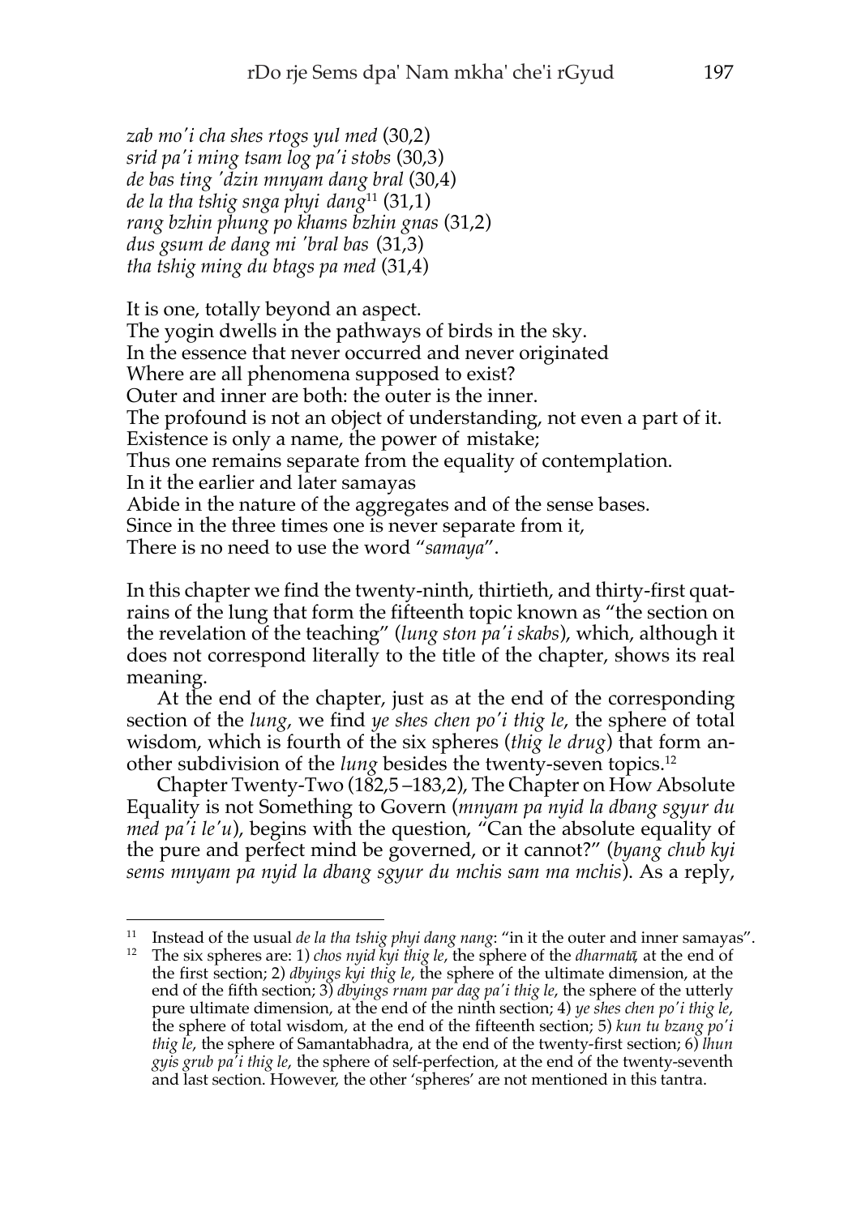*zab mo'i cha shes rtogs yul med* (30,2)
*srid pa'i ming tsam log pa'i stobs* (30,3)
*de bas ting 'dzin mnyam dang bral* (30,4)
*de la tha tshig snga phyi dang*[11] (31,1)
*rang bzhin phung po khams bzhin gnas* (31,2)
*dus gsum de dang mi 'bral bas* (31,3)
*tha tshig ming du btags pa med* (31,4)

It is one, totally beyond an aspect.
The yogin dwells in the pathways of birds in the sky.
In the essence that never occurred and never originated
Where are all phenomena supposed to exist?
Outer and inner are both: the outer is the inner.
The profound is not an object of understanding, not even a part of it.
Existence is only a name, the power of mistake;
Thus one remains separate from the equality of contemplation.
In it the earlier and later samayas
Abide in the nature of the aggregates and of the sense bases.
Since in the three times one is never separate from it,
There is no need to use the word "*samaya*".

In this chapter we find the twenty-ninth, thirtieth, and thirty-first quatrains of the lung that form the fifteenth topic known as "the section on the revelation of the teaching" (*lung ston pa'i skabs*), which, although it does not correspond literally to the title of the chapter, shows its real meaning.

At the end of the chapter, just as at the end of the corresponding section of the *lung*, we find *ye shes chen po'i thig le*, the sphere of total wisdom, which is fourth of the six spheres (*thig le drug*) that form another subdivision of the *lung* besides the twenty-seven topics.[12]

Chapter Twenty-Two (182,5 –183,2), The Chapter on How Absolute Equality is not Something to Govern (*mnyam pa nyid la dbang sgyur du med pa'i le'u*), begins with the question, "Can the absolute equality of the pure and perfect mind be governed, or it cannot?" (*byang chub kyi sems mnyam pa nyid la dbang sgyur du mchis sam ma mchis*). As a reply,

---

[11] Instead of the usual *de la tha tshig phyi dang nang*: "in it the outer and inner samayas".

[12] The six spheres are: 1) *chos nyid kyi thig le*, the sphere of the *dharmatā*, at the end of the first section; 2) *dbyings kyi thig le*, the sphere of the ultimate dimension, at the end of the fifth section; 3) *dbyings rnam par dag pa'i thig le*, the sphere of the utterly pure ultimate dimension, at the end of the ninth section; 4) *ye shes chen po'i thig le*, the sphere of total wisdom, at the end of the fifteenth section; 5) *kun tu bzang po'i thig le*, the sphere of Samantabhadra, at the end of the twenty-first section; 6) *lhun gyis grub pa'i thig le*, the sphere of self-perfection, at the end of the twenty-seventh and last section. However, the other 'spheres' are not mentioned in this tantra.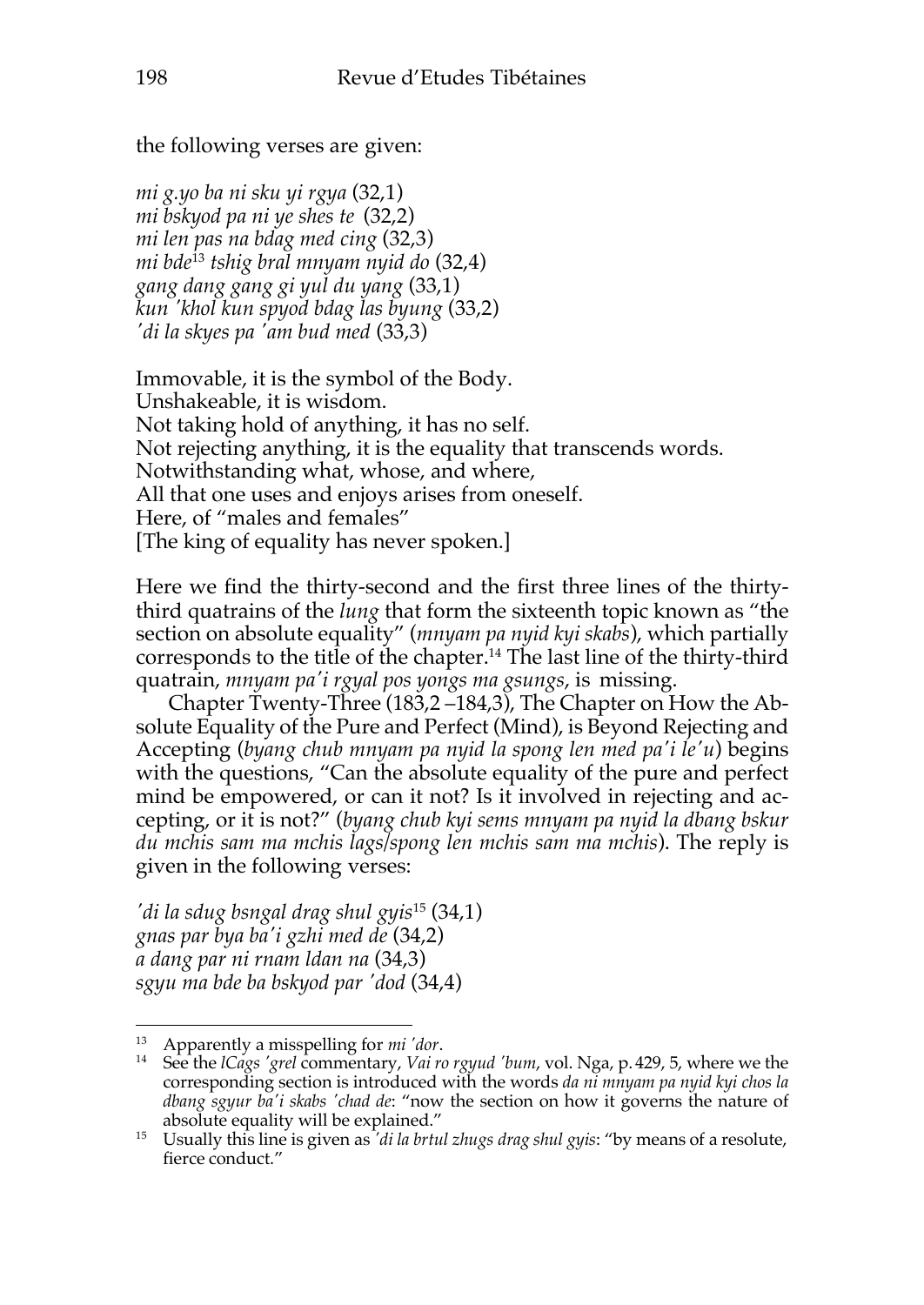the following verses are given:

*mi g.yo ba ni sku yi rgya* (32,1)
*mi bskyod pa ni ye shes te* (32,2)
*mi len pas na bdag med cing* (32,3)
*mi bde*[13] *tshig bral mnyam nyid do* (32,4)
*gang dang gang gi yul du yang* (33,1)
*kun 'khol kun spyod bdag las byung* (33,2)
*'di la skyes pa 'am bud med* (33,3)

Immovable, it is the symbol of the Body.
Unshakeable, it is wisdom.
Not taking hold of anything, it has no self.
Not rejecting anything, it is the equality that transcends words.
Notwithstanding what, whose, and where,
All that one uses and enjoys arises from oneself.
Here, of "males and females"
[The king of equality has never spoken.]

Here we find the thirty-second and the first three lines of the thirty-third quatrains of the *lung* that form the sixteenth topic known as "the section on absolute equality" (*mnyam pa nyid kyi skabs*), which partially corresponds to the title of the chapter.[14] The last line of the thirty-third quatrain, *mnyam pa'i rgyal pos yongs ma gsungs*, is missing.

Chapter Twenty-Three (183,2 –184,3), The Chapter on How the Absolute Equality of the Pure and Perfect (Mind), is Beyond Rejecting and Accepting (*byang chub mnyam pa nyid la spong len med pa'i le'u*) begins with the questions, "Can the absolute equality of the pure and perfect mind be empowered, or can it not? Is it involved in rejecting and accepting, or it is not?" (*byang chub kyi sems mnyam pa nyid la dbang bskur du mchis sam ma mchis lags/spong len mchis sam ma mchis*). The reply is given in the following verses:

*'di la sdug bsngal drag shul gyis*[15] (34,1)
*gnas par bya ba'i gzhi med de* (34,2)
*a dang par ni rnam ldan na* (34,3)
*sgyu ma bde ba bskyod par 'dod* (34,4)

---

[13] Apparently a misspelling for *mi 'dor*.

[14] See the *lCags 'grel* commentary, *Vai ro rgyud 'bum*, vol. Nga, p. 429, 5, where we the corresponding section is introduced with the words *da ni mnyam pa nyid kyi chos la dbang sgyur ba'i skabs 'chad de*: "now the section on how it governs the nature of absolute equality will be explained."

[15] Usually this line is given as *'di la brtul zhugs drag shul gyis*: "by means of a resolute, fierce conduct."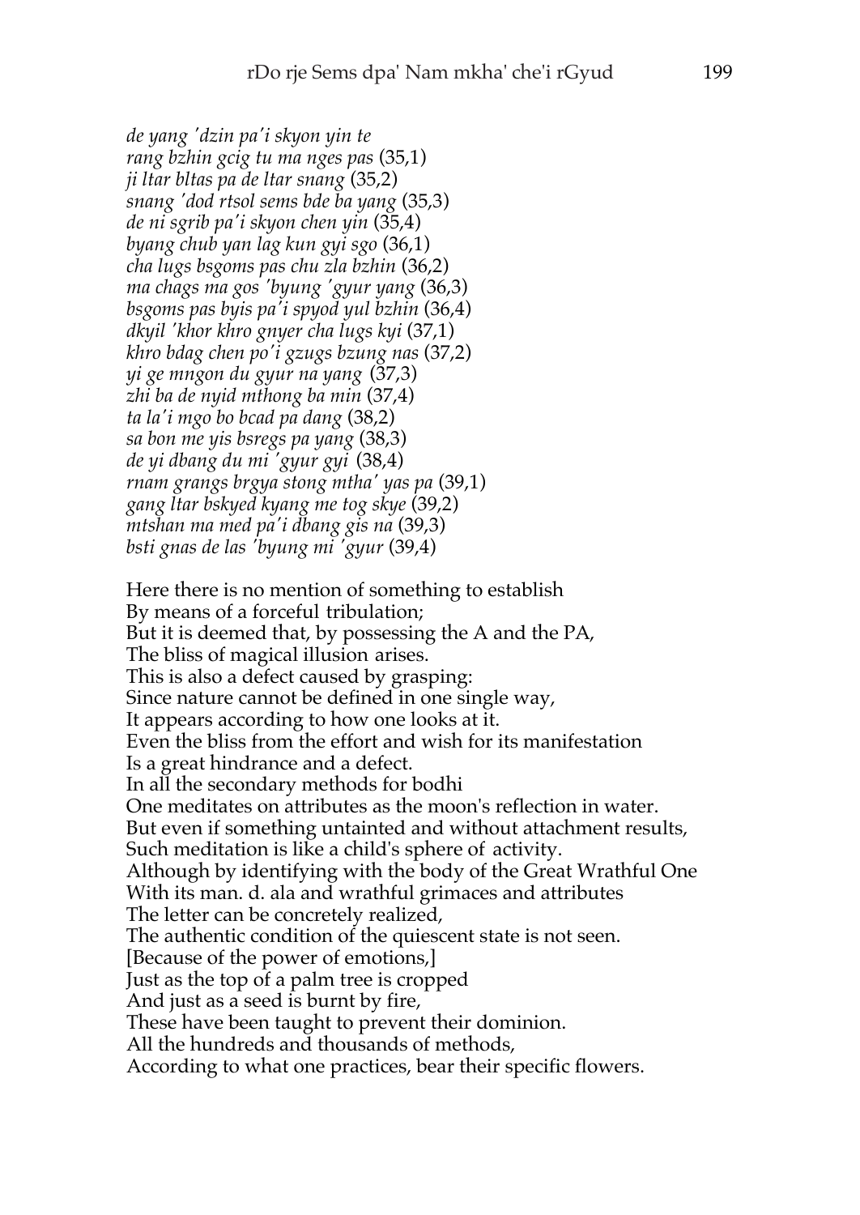*de yang 'dzin pa'i skyon yin te*
*rang bzhin gcig tu ma nges pas* (35,1)
*ji ltar bltas pa de ltar snang* (35,2)
*snang 'dod rtsol sems bde ba yang* (35,3)
*de ni sgrib pa'i skyon chen yin* (35,4)
*byang chub yan lag kun gyi sgo* (36,1)
*cha lugs bsgoms pas chu zla bzhin* (36,2)
*ma chags ma gos 'byung 'gyur yang* (36,3)
*bsgoms pas byis pa'i spyod yul bzhin* (36,4)
*dkyil 'khor khro gnyer cha lugs kyi* (37,1)
*khro bdag chen po'i gzugs bzung nas* (37,2)
*yi ge mngon du gyur na yang* (37,3)
*zhi ba de nyid mthong ba min* (37,4)
*ta la'i mgo bo bcad pa dang* (38,2)
*sa bon me yis bsregs pa yang* (38,3)
*de yi dbang du mi 'gyur gyi* (38,4)
*rnam grangs brgya stong mtha' yas pa* (39,1)
*gang ltar bskyed kyang me tog skye* (39,2)
*mtshan ma med pa'i dbang gis na* (39,3)
*bsti gnas de las 'byung mi 'gyur* (39,4)

Here there is no mention of something to establish
By means of a forceful tribulation;
But it is deemed that, by possessing the A and the PA,
The bliss of magical illusion arises.
This is also a defect caused by grasping:
Since nature cannot be defined in one single way,
It appears according to how one looks at it.
Even the bliss from the effort and wish for its manifestation
Is a great hindrance and a defect.
In all the secondary methods for bodhi
One meditates on attributes as the moon's reflection in water.
But even if something untainted and without attachment results,
Such meditation is like a child's sphere of activity.
Although by identifying with the body of the Great Wrathful One
With its maṇḍala and wrathful grimaces and attributes
The letter can be concretely realized,
The authentic condition of the quiescent state is not seen.
[Because of the power of emotions,]
Just as the top of a palm tree is cropped
And just as a seed is burnt by fire,
These have been taught to prevent their dominion.
All the hundreds and thousands of methods,
According to what one practices, bear their specific flowers.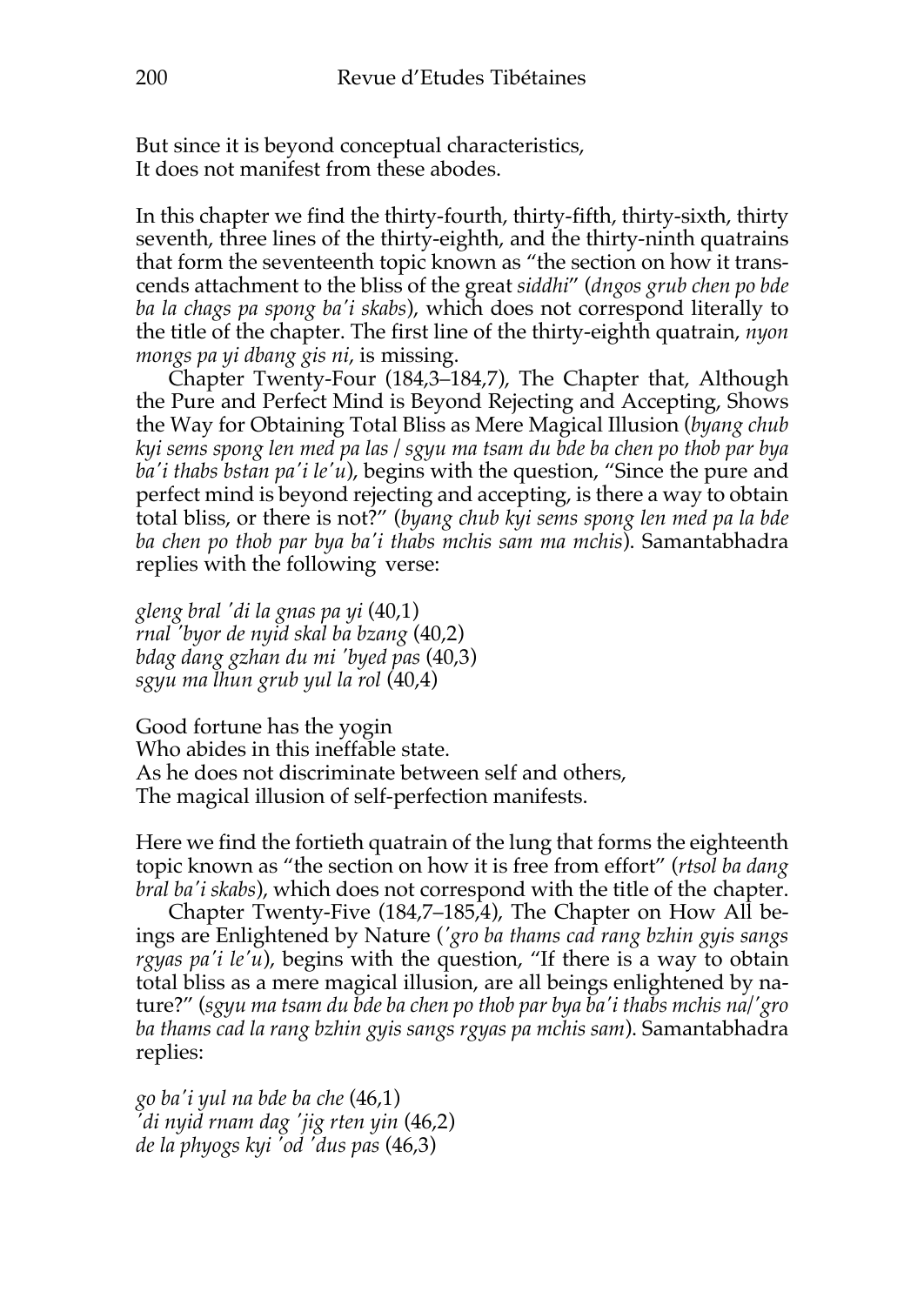But since it is beyond conceptual characteristics,
It does not manifest from these abodes.

In this chapter we find the thirty-fourth, thirty-fifth, thirty-sixth, thirty seventh, three lines of the thirty-eighth, and the thirty-ninth quatrains that form the seventeenth topic known as "the section on how it transcends attachment to the bliss of the great *siddhi*" (*dngos grub chen po bde ba la chags pa spong ba'i skabs*), which does not correspond literally to the title of the chapter. The first line of the thirty-eighth quatrain, *nyon mongs pa yi dbang gis ni*, is missing.

Chapter Twenty-Four (184,3–184,7), The Chapter that, Although the Pure and Perfect Mind is Beyond Rejecting and Accepting, Shows the Way for Obtaining Total Bliss as Mere Magical Illusion (*byang chub kyi sems spong len med pa las / sgyu ma tsam du bde ba chen po thob par bya ba'i thabs bstan pa'i le'u*), begins with the question, "Since the pure and perfect mind is beyond rejecting and accepting, is there a way to obtain total bliss, or there is not?" (*byang chub kyi sems spong len med pa la bde ba chen po thob par bya ba'i thabs mchis sam ma mchis*). Samantabhadra replies with the following verse:

*gleng bral 'di la gnas pa yi* (40,1)
*rnal 'byor de nyid skal ba bzang* (40,2)
*bdag dang gzhan du mi 'byed pas* (40,3)
*sgyu ma lhun grub yul la rol* (40,4)

Good fortune has the yogin
Who abides in this ineffable state.
As he does not discriminate between self and others,
The magical illusion of self-perfection manifests.

Here we find the fortieth quatrain of the lung that forms the eighteenth topic known as "the section on how it is free from effort" (*rtsol ba dang bral ba'i skabs*), which does not correspond with the title of the chapter.

Chapter Twenty-Five (184,7–185,4), The Chapter on How All beings are Enlightened by Nature (*'gro ba thams cad rang bzhin gyis sangs rgyas pa'i le'u*), begins with the question, "If there is a way to obtain total bliss as a mere magical illusion, are all beings enlightened by nature?" (*sgyu ma tsam du bde ba chen po thob par bya ba'i thabs mchis na/'gro ba thams cad la rang bzhin gyis sangs rgyas pa mchis sam*). Samantabhadra replies:

*go ba'i yul na bde ba che* (46,1)
*'di nyid rnam dag 'jig rten yin* (46,2)
*de la phyogs kyi 'od 'dus pas* (46,3)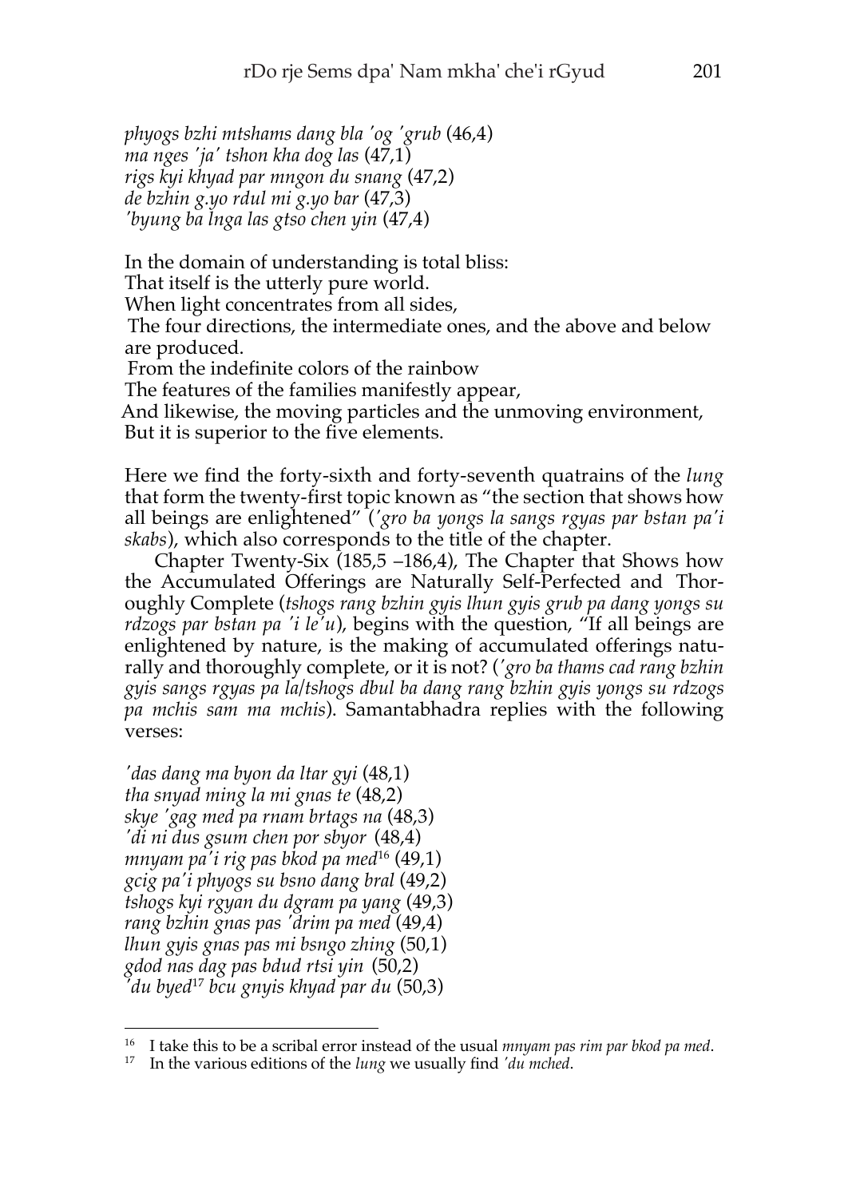*phyogs bzhi mtshams dang bla 'og 'grub* (46,4)
*ma nges 'ja' tshon kha dog las* (47,1)
*rigs kyi khyad par mngon du snang* (47,2)
*de bzhin g.yo rdul mi g.yo bar* (47,3)
*'byung ba lnga las gtso chen yin* (47,4)

In the domain of understanding is total bliss:
That itself is the utterly pure world.
When light concentrates from all sides,
The four directions, the intermediate ones, and the above and below are produced.
From the indefinite colors of the rainbow
The features of the families manifestly appear,
And likewise, the moving particles and the unmoving environment,
But it is superior to the five elements.

Here we find the forty-sixth and forty-seventh quatrains of the *lung* that form the twenty-first topic known as "the section that shows how all beings are enlightened" (*'gro ba yongs la sangs rgyas par bstan pa'i skabs*), which also corresponds to the title of the chapter.

Chapter Twenty-Six (185,5 –186,4), The Chapter that Shows how the Accumulated Offerings are Naturally Self-Perfected and Thoroughly Complete (*tshogs rang bzhin gyis lhun gyis grub pa dang yongs su rdzogs par bstan pa 'i le'u*), begins with the question, "If all beings are enlightened by nature, is the making of accumulated offerings naturally and thoroughly complete, or it is not? (*'gro ba thams cad rang bzhin gyis sangs rgyas pa la/tshogs dbul ba dang rang bzhin gyis yongs su rdzogs pa mchis sam ma mchis*). Samantabhadra replies with the following verses:

*'das dang ma byon da ltar gyi* (48,1)
*tha snyad ming la mi gnas te* (48,2)
*skye 'gag med pa rnam brtags na* (48,3)
*'di ni dus gsum chen por sbyor* (48,4)
*mnyam pa'i rig pas bkod pa med*[16] (49,1)
*gcig pa'i phyogs su bsno dang bral* (49,2)
*tshogs kyi rgyan du dgram pa yang* (49,3)
*rang bzhin gnas pas 'drim pa med* (49,4)
*lhun gyis gnas pas mi bsngo zhing* (50,1)
*gdod nas dag pas bdud rtsi yin* (50,2)
*'du byed*[17] *bcu gnyis khyad par du* (50,3)

---

[16] I take this to be a scribal error instead of the usual *mnyam pas rim par bkod pa med*.

[17] In the various editions of the *lung* we usually find *'du mched*.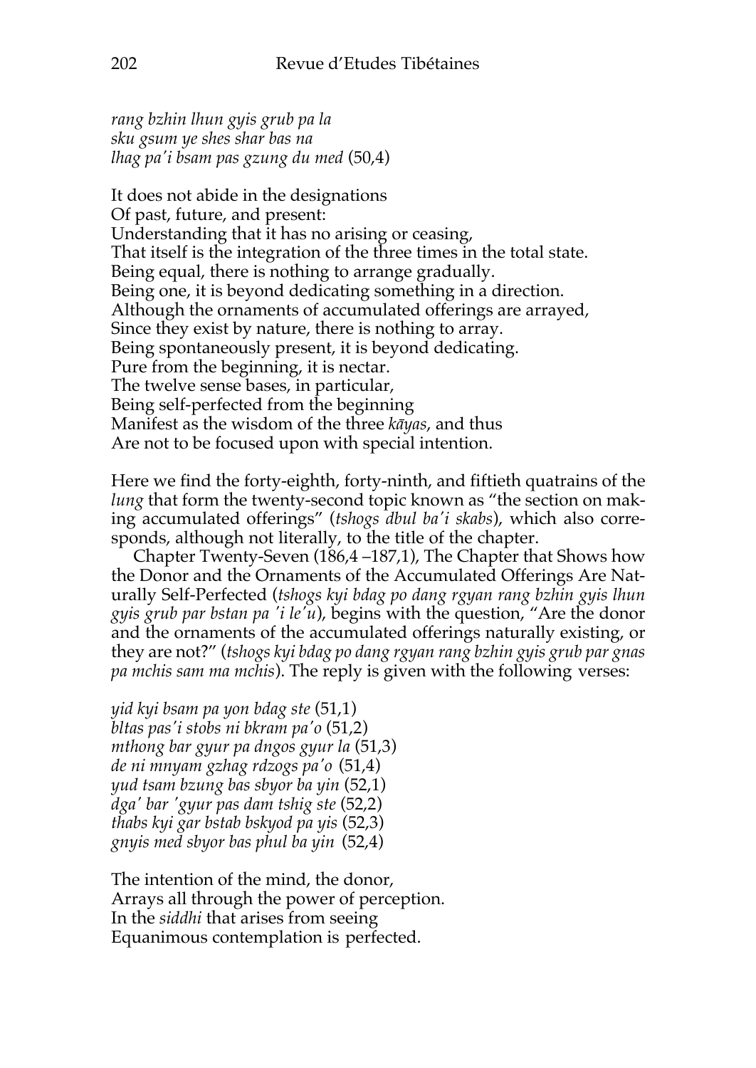*rang bzhin lhun gyis grub pa la*
*sku gsum ye shes shar bas na*
*lhag pa'i bsam pas gzung du med* (50,4)

It does not abide in the designations
Of past, future, and present:
Understanding that it has no arising or ceasing,
That itself is the integration of the three times in the total state.
Being equal, there is nothing to arrange gradually.
Being one, it is beyond dedicating something in a direction.
Although the ornaments of accumulated offerings are arrayed,
Since they exist by nature, there is nothing to array.
Being spontaneously present, it is beyond dedicating.
Pure from the beginning, it is nectar.
The twelve sense bases, in particular,
Being self-perfected from the beginning
Manifest as the wisdom of the three *kāyas*, and thus
Are not to be focused upon with special intention.

Here we find the forty-eighth, forty-ninth, and fiftieth quatrains of the *lung* that form the twenty-second topic known as "the section on making accumulated offerings" (*tshogs dbul ba'i skabs*), which also corresponds, although not literally, to the title of the chapter.

Chapter Twenty-Seven (186,4 –187,1), The Chapter that Shows how the Donor and the Ornaments of the Accumulated Offerings Are Naturally Self-Perfected (*tshogs kyi bdag po dang rgyan rang bzhin gyis lhun gyis grub par bstan pa 'i le'u*), begins with the question, "Are the donor and the ornaments of the accumulated offerings naturally existing, or they are not?" (*tshogs kyi bdag po dang rgyan rang bzhin gyis grub par gnas pa mchis sam ma mchis*). The reply is given with the following verses:

*yid kyi bsam pa yon bdag ste* (51,1)
*bltas pas'i stobs ni bkram pa'o* (51,2)
*mthong bar gyur pa dngos gyur la* (51,3)
*de ni mnyam gzhag rdzogs pa'o* (51,4)
*yud tsam bzung bas sbyor ba yin* (52,1)
*dga' bar 'gyur pas dam tshig ste* (52,2)
*thabs kyi gar bstab bskyod pa yis* (52,3)
*gnyis med sbyor bas phul ba yin* (52,4)

The intention of the mind, the donor,
Arrays all through the power of perception.
In the *siddhi* that arises from seeing
Equanimous contemplation is perfected.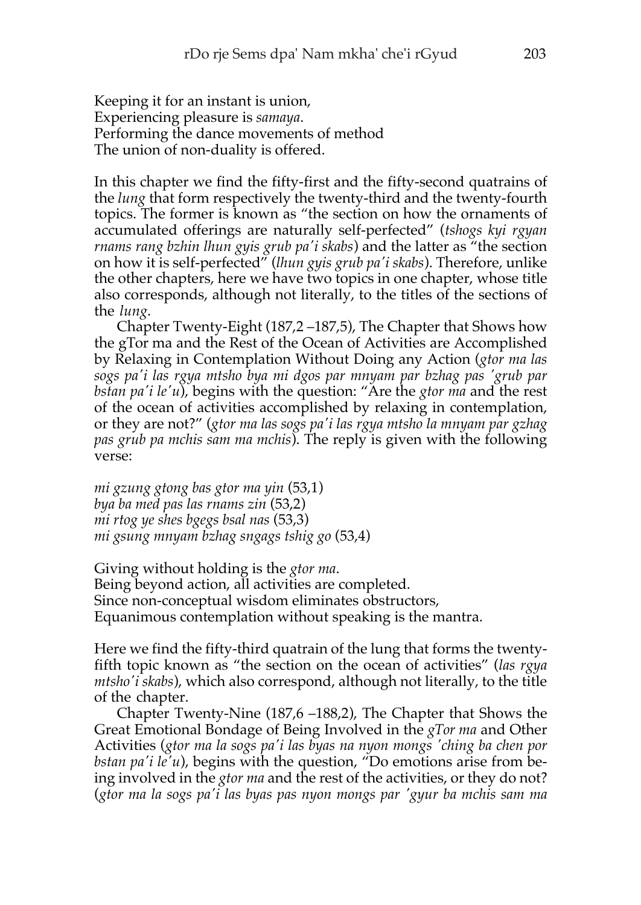Keeping it for an instant is union,
Experiencing pleasure is *samaya*.
Performing the dance movements of method
The union of non-duality is offered.

In this chapter we find the fifty-first and the fifty-second quatrains of the *lung* that form respectively the twenty-third and the twenty-fourth topics. The former is known as "the section on how the ornaments of accumulated offerings are naturally self-perfected" (*tshogs kyi rgyan rnams rang bzhin lhun gyis grub pa'i skabs*) and the latter as "the section on how it is self-perfected" (*lhun gyis grub pa'i skabs*). Therefore, unlike the other chapters, here we have two topics in one chapter, whose title also corresponds, although not literally, to the titles of the sections of the *lung*.

Chapter Twenty-Eight (187,2 –187,5), The Chapter that Shows how the gTor ma and the Rest of the Ocean of Activities are Accomplished by Relaxing in Contemplation Without Doing any Action (*gtor ma las sogs pa'i las rgya mtsho bya mi dgos par mnyam par bzhag pas 'grub par bstan pa'i le'u*), begins with the question: "Are the *gtor ma* and the rest of the ocean of activities accomplished by relaxing in contemplation, or they are not?" (*gtor ma las sogs pa'i las rgya mtsho la mnyam par gzhag pas grub pa mchis sam ma mchis*). The reply is given with the following verse:

*mi gzung gtong bas gtor ma yin* (53,1)
*bya ba med pas las rnams zin* (53,2)
*mi rtog ye shes bgegs bsal nas* (53,3)
*mi gsung mnyam bzhag sngags tshig go* (53,4)

Giving without holding is the *gtor ma*.
Being beyond action, all activities are completed.
Since non-conceptual wisdom eliminates obstructors,
Equanimous contemplation without speaking is the mantra.

Here we find the fifty-third quatrain of the lung that forms the twenty-fifth topic known as "the section on the ocean of activities" (*las rgya mtsho'i skabs*), which also correspond, although not literally, to the title of the chapter.

Chapter Twenty-Nine (187,6 –188,2), The Chapter that Shows the Great Emotional Bondage of Being Involved in the *gTor ma* and Other Activities (*gtor ma la sogs pa'i las byas na nyon mongs 'ching ba chen por bstan pa'i le'u*), begins with the question, "Do emotions arise from being involved in the *gtor ma* and the rest of the activities, or they do not? (*gtor ma la sogs pa'i las byas pas nyon mongs par 'gyur ba mchis sam ma*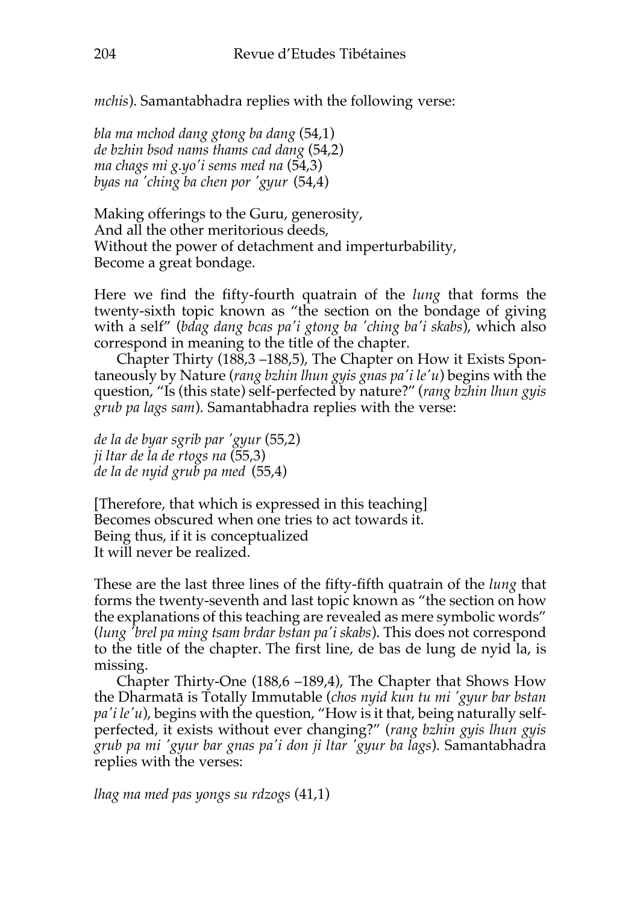*mchis*). Samantabhadra replies with the following verse:

*bla ma mchod dang gtong ba dang* (54,1)
*de bzhin bsod nams thams cad dang* (54,2)
*ma chags mi g.yo'i sems med na* (54,3)
*byas na 'ching ba chen por 'gyur* (54,4)

Making offerings to the Guru, generosity,
And all the other meritorious deeds,
Without the power of detachment and imperturbability,
Become a great bondage.

Here we find the fifty-fourth quatrain of the *lung* that forms the twenty-sixth topic known as "the section on the bondage of giving with a self" (*bdag dang bcas pa'i gtong ba 'ching ba'i skabs*), which also correspond in meaning to the title of the chapter.

Chapter Thirty (188,3 –188,5), The Chapter on How it Exists Spontaneously by Nature (*rang bzhin lhun gyis gnas pa'i le'u*) begins with the question, "Is (this state) self-perfected by nature?" (*rang bzhin lhun gyis grub pa lags sam*). Samantabhadra replies with the verse:

*de la de byar sgrib par 'gyur* (55,2)
*ji ltar de la de rtogs na* (55,3)
*de la de nyid grub pa med* (55,4)

[Therefore, that which is expressed in this teaching]
Becomes obscured when one tries to act towards it.
Being thus, if it is conceptualized
It will never be realized.

These are the last three lines of the fifty-fifth quatrain of the *lung* that forms the twenty-seventh and last topic known as "the section on how the explanations of this teaching are revealed as mere symbolic words" (*lung 'brel pa ming tsam brdar bstan pa'i skabs*). This does not correspond to the title of the chapter. The first line, de bas de lung de nyid la, is missing.

Chapter Thirty-One (188,6 –189,4), The Chapter that Shows How the Dharmatā is Totally Immutable (*chos nyid kun tu mi 'gyur bar bstan pa'i le'u*), begins with the question, "How is it that, being naturally self-perfected, it exists without ever changing?" (*rang bzhin gyis lhun gyis grub pa mi 'gyur bar gnas pa'i don ji ltar 'gyur ba lags*). Samantabhadra replies with the verses:

*lhag ma med pas yongs su rdzogs* (41,1)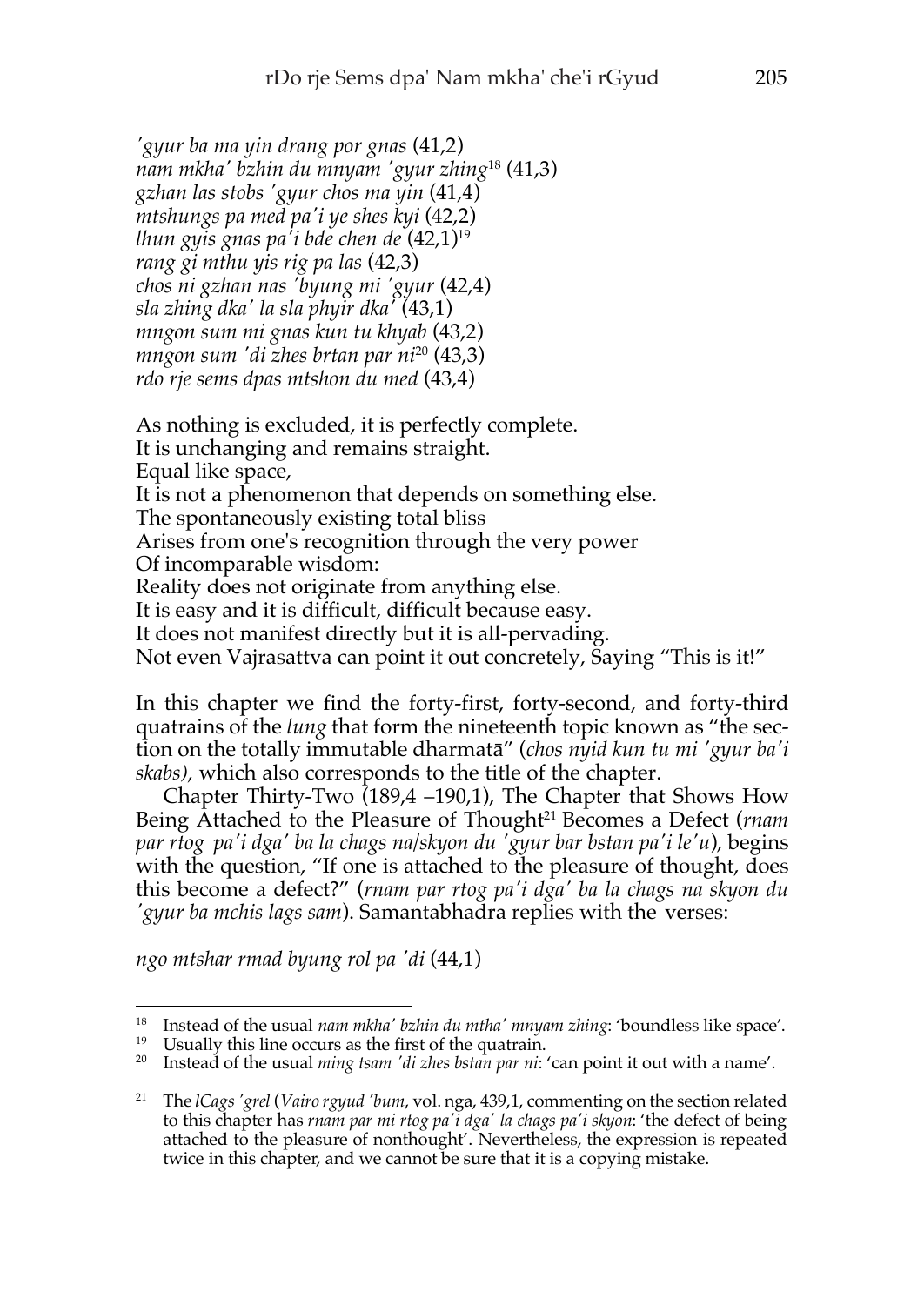*'gyur ba ma yin drang por gnas* (41,2)
*nam mkha' bzhin du mnyam 'gyur zhing*[18] (41,3)
*gzhan las stobs 'gyur chos ma yin* (41,4)
*mtshungs pa med pa'i ye shes kyi* (42,2)
*lhun gyis gnas pa'i bde chen de* (42,1)[19]
*rang gi mthu yis rig pa las* (42,3)
*chos ni gzhan nas 'byung mi 'gyur* (42,4)
*sla zhing dka' la sla phyir dka'* (43,1)
*mngon sum mi gnas kun tu khyab* (43,2)
*mngon sum 'di zhes brtan par ni*[20] (43,3)
*rdo rje sems dpas mtshon du med* (43,4)

As nothing is excluded, it is perfectly complete.
It is unchanging and remains straight.
Equal like space,
It is not a phenomenon that depends on something else.
The spontaneously existing total bliss
Arises from one's recognition through the very power
Of incomparable wisdom:
Reality does not originate from anything else.
It is easy and it is difficult, difficult because easy.
It does not manifest directly but it is all-pervading.
Not even Vajrasattva can point it out concretely, Saying "This is it!"

In this chapter we find the forty-first, forty-second, and forty-third quatrains of the *lung* that form the nineteenth topic known as "the section on the totally immutable dharmatā" (*chos nyid kun tu mi 'gyur ba'i skabs),* which also corresponds to the title of the chapter.

Chapter Thirty-Two (189,4 –190,1), The Chapter that Shows How Being Attached to the Pleasure of Thought[21] Becomes a Defect (*rnam par rtog pa'i dga' ba la chags na/skyon du 'gyur bar bstan pa'i le'u*), begins with the question, "If one is attached to the pleasure of thought, does this become a defect?" (*rnam par rtog pa'i dga' ba la chags na skyon du 'gyur ba mchis lags sam*). Samantabhadra replies with the verses:

*ngo mtshar rmad byung rol pa 'di* (44,1)

---

[18] Instead of the usual *nam mkha' bzhin du mtha' mnyam zhing*: 'boundless like space'.

[19] Usually this line occurs as the first of the quatrain.

[20] Instead of the usual *ming tsam 'di zhes bstan par ni*: 'can point it out with a name'.

[21] The *lCags 'grel* (*Vairo rgyud 'bum*, vol. nga, 439,1, commenting on the section related to this chapter has *rnam par mi rtog pa'i dga' la chags pa'i skyon*: 'the defect of being attached to the pleasure of nonthought'. Nevertheless, the expression is repeated twice in this chapter, and we cannot be sure that it is a copying mistake.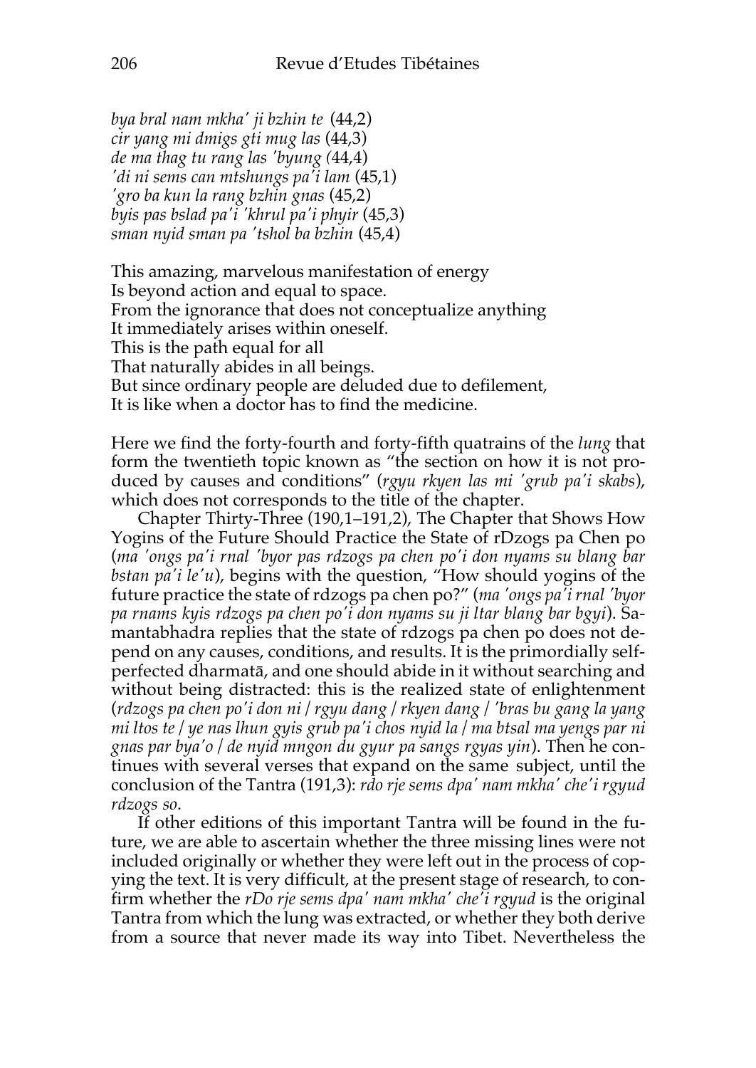*bya bral nam mkha' ji bzhin te* (44,2)
*cir yang mi dmigs gti mug las* (44,3)
*de ma thag tu rang las 'byung* (44,4)
*'di ni sems can mtshungs pa'i lam* (45,1)
*'gro ba kun la rang bzhin gnas* (45,2)
*byis pas bslad pa'i 'khrul pa'i phyir* (45,3)
*sman nyid sman pa 'tshol ba bzhin* (45,4)

This amazing, marvelous manifestation of energy
Is beyond action and equal to space.
From the ignorance that does not conceptualize anything
It immediately arises within oneself.
This is the path equal for all
That naturally abides in all beings.
But since ordinary people are deluded due to defilement,
It is like when a doctor has to find the medicine.

Here we find the forty-fourth and forty-fifth quatrains of the *lung* that form the twentieth topic known as "the section on how it is not produced by causes and conditions" (*rgyu rkyen las mi 'grub pa'i skabs*), which does not corresponds to the title of the chapter.

Chapter Thirty-Three (190,1–191,2), The Chapter that Shows How Yogins of the Future Should Practice the State of rDzogs pa Chen po (*ma 'ongs pa'i rnal 'byor pas rdzogs pa chen po'i don nyams su blang bar bstan pa'i le'u*), begins with the question, "How should yogins of the future practice the state of rdzogs pa chen po?" (*ma 'ongs pa'i rnal 'byor pa rnams kyis rdzogs pa chen po'i don nyams su ji ltar blang bar bgyi*). Samantabhadra replies that the state of rdzogs pa chen po does not depend on any causes, conditions, and results. It is the primordially self-perfected dharmatā, and one should abide in it without searching and without being distracted: this is the realized state of enlightenment (*rdzogs pa chen po'i don ni / rgyu dang / rkyen dang / 'bras bu gang la yang mi ltos te / ye nas lhun gyis grub pa'i chos nyid la / ma btsal ma yengs par ni gnas par bya'o / de nyid mngon du gyur pa sangs rgyas yin*). Then he continues with several verses that expand on the same subject, until the conclusion of the Tantra (191,3): *rdo rje sems dpa' nam mkha' che'i rgyud rdzogs so*.

If other editions of this important Tantra will be found in the future, we are able to ascertain whether the three missing lines were not included originally or whether they were left out in the process of copying the text. It is very difficult, at the present stage of research, to confirm whether the *rDo rje sems dpa' nam mkha' che'i rgyud* is the original Tantra from which the lung was extracted, or whether they both derive from a source that never made its way into Tibet. Nevertheless the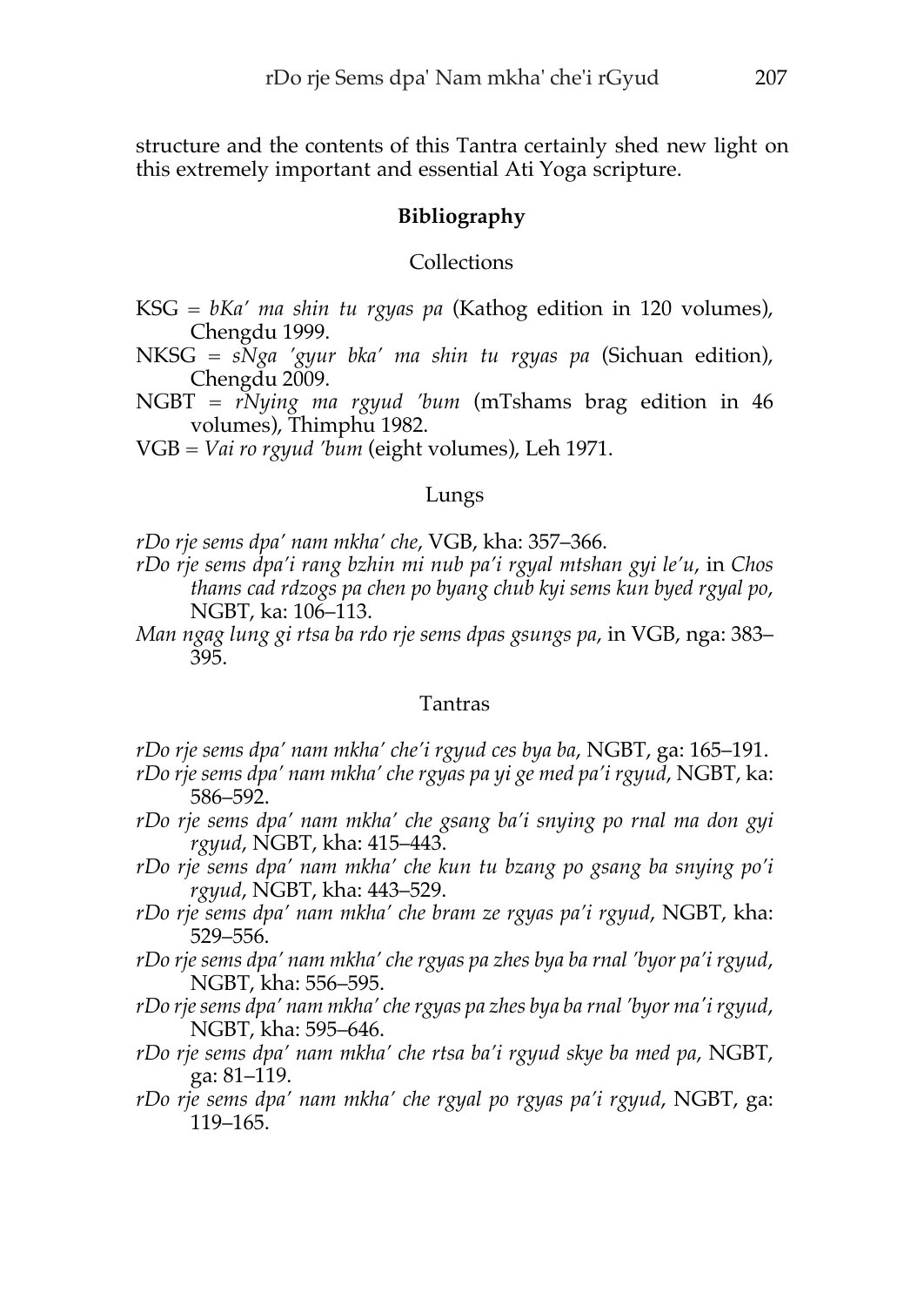structure and the contents of this Tantra certainly shed new light on this extremely important and essential Ati Yoga scripture.

## Bibliography

### Collections

KSG = *bKa' ma shin tu rgyas pa* (Kathog edition in 120 volumes), Chengdu 1999.

NKSG = *sNga 'gyur bka' ma shin tu rgyas pa* (Sichuan edition), Chengdu 2009.

NGBT = *rNying ma rgyud 'bum* (mTshams brag edition in 46 volumes), Thimphu 1982.

VGB = *Vai ro rgyud 'bum* (eight volumes), Leh 1971.

### Lungs

*rDo rje sems dpa' nam mkha' che*, VGB, kha: 357–366.

*rDo rje sems dpa'i rang bzhin mi nub pa'i rgyal mtshan gyi le'u*, in *Chos thams cad rdzogs pa chen po byang chub kyi sems kun byed rgyal po*, NGBT, ka: 106–113.

*Man ngag lung gi rtsa ba rdo rje sems dpas gsungs pa*, in VGB, nga: 383–395.

### Tantras

*rDo rje sems dpa' nam mkha' che'i rgyud ces bya ba*, NGBT, ga: 165–191.

*rDo rje sems dpa' nam mkha' che rgyas pa yi ge med pa'i rgyud*, NGBT, ka: 586–592.

*rDo rje sems dpa' nam mkha' che gsang ba'i snying po rnal ma don gyi rgyud*, NGBT, kha: 415–443.

*rDo rje sems dpa' nam mkha' che kun tu bzang po gsang ba snying po'i rgyud*, NGBT, kha: 443–529.

*rDo rje sems dpa' nam mkha' che bram ze rgyas pa'i rgyud*, NGBT, kha: 529–556.

*rDo rje sems dpa' nam mkha' che rgyas pa zhes bya ba rnal 'byor pa'i rgyud*, NGBT, kha: 556–595.

*rDo rje sems dpa' nam mkha' che rgyas pa zhes bya ba rnal 'byor ma'i rgyud*, NGBT, kha: 595–646.

*rDo rje sems dpa' nam mkha' che rtsa ba'i rgyud skye ba med pa*, NGBT, ga: 81–119.

*rDo rje sems dpa' nam mkha' che rgyal po rgyas pa'i rgyud*, NGBT, ga: 119–165.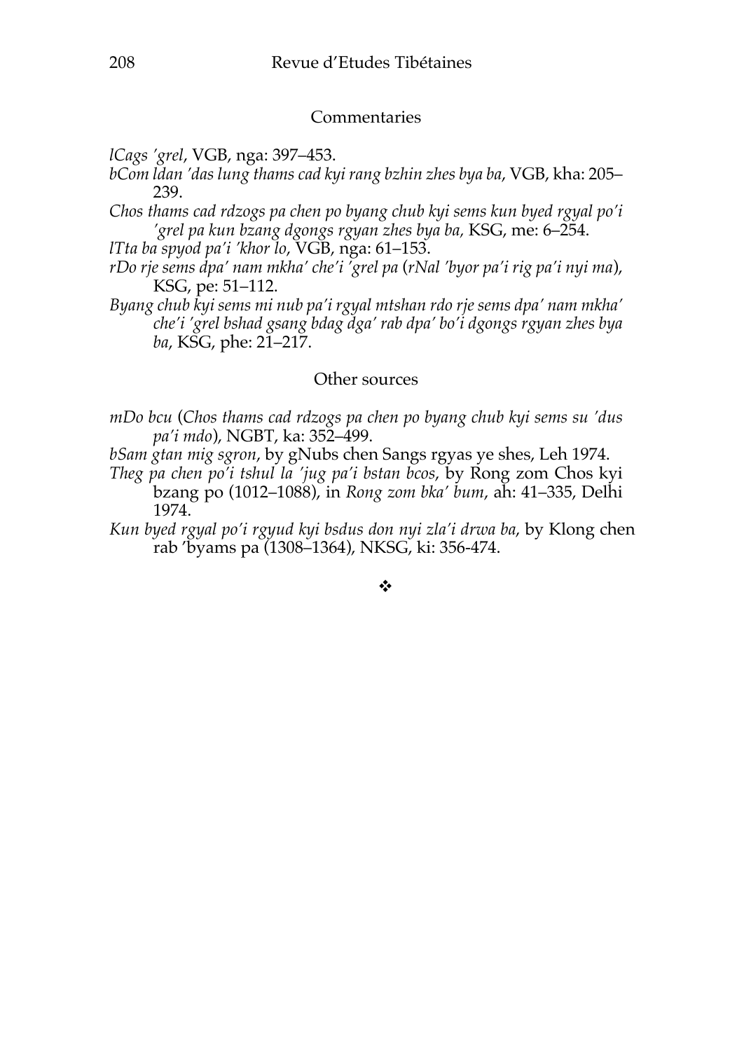### Commentaries

*lCags 'grel*, VGB, nga: 397–453.

*bCom ldan 'das lung thams cad kyi rang bzhin zhes bya ba*, VGB, kha: 205–239.

*Chos thams cad rdzogs pa chen po byang chub kyi sems kun byed rgyal po'i 'grel pa kun bzang dgongs rgyan zhes bya ba,* KSG, me: 6–254.

*lTta ba spyod pa'i 'khor lo*, VGB, nga: 61–153.

*rDo rje sems dpa' nam mkha' che'i 'grel pa* (*rNal 'byor pa'i rig pa'i nyi ma*), KSG, pe: 51–112.

*Byang chub kyi sems mi nub pa'i rgyal mtshan rdo rje sems dpa' nam mkha' che'i 'grel bshad gsang bdag dga' rab dpa' bo'i dgongs rgyan zhes bya ba*, KSG, phe: 21–217.

### Other sources

*mDo bcu* (*Chos thams cad rdzogs pa chen po byang chub kyi sems su 'dus pa'i mdo*), NGBT, ka: 352–499.

*bSam gtan mig sgron*, by gNubs chen Sangs rgyas ye shes, Leh 1974.

*Theg pa chen po'i tshul la 'jug pa'i bstan bcos*, by Rong zom Chos kyi bzang po (1012–1088), in *Rong zom bka' bum*, ah: 41–335, Delhi 1974.

*Kun byed rgyal po'i rgyud kyi bsdus don nyi zla'i drwa ba*, by Klong chen rab 'byams pa (1308–1364), NKSG, ki: 356-474.

❖